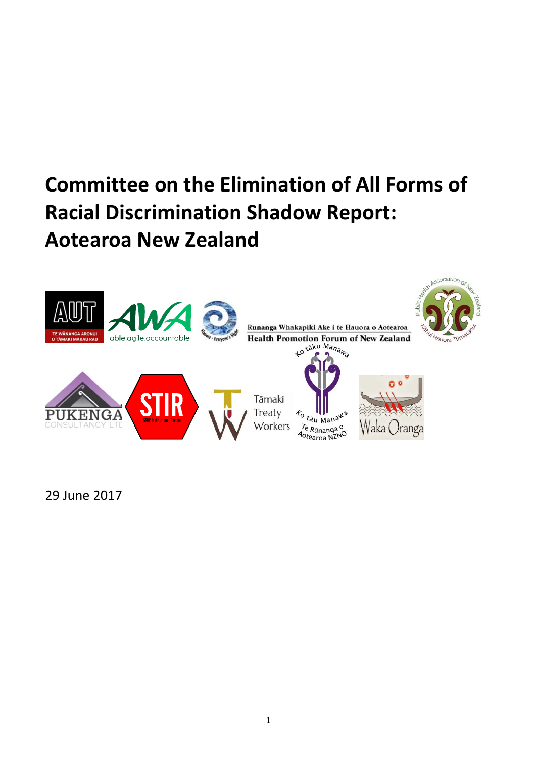# Committee on the Elimination of All Forms of Racial Discrimination Shadow Report: Aotearoa New Zealand

29 June 2017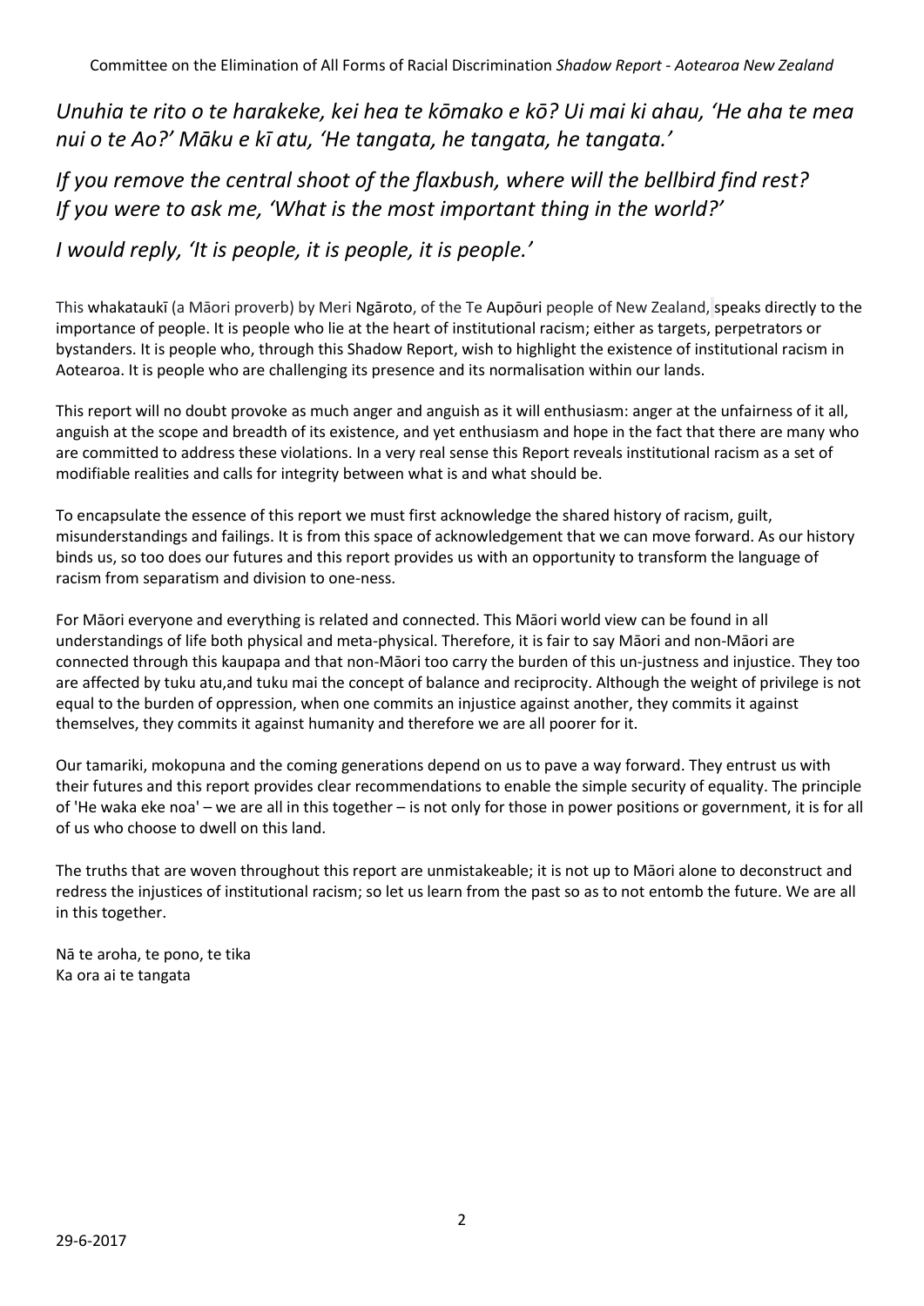*Unuhia te rito o te harakeke, kei hea te kōmako e kō? Ui mai ki ahau, 'He aha te mea nui o te Ao?' Māku e kī atu, 'He tangata, he tangata, he tangata.'*

*If you remove the central shoot of the flaxbush, where will the bellbird find rest? If you were to ask me, 'What is the most important thing in the world?'*

*I would reply, 'It is people, it is people, it is people.'*

This whakataukī (a Māori proverb) by Meri Ngāroto, of the Te Aupōuri people of New Zealand, speaks directly to the importance of people. It is people who lie at the heart of institutional racism; either as targets, perpetrators or bystanders. It is people who, through this Shadow Report, wish to highlight the existence of institutional racism in Aotearoa. It is people who are challenging its presence and its normalisation within our lands.

This report will no doubt provoke as much anger and anguish as it will enthusiasm: anger at the unfairness of it all, anguish at the scope and breadth of its existence, and yet enthusiasm and hope in the fact that there are many who are committed to address these violations. In a very real sense this Report reveals institutional racism as a set of modifiable realities and calls for integrity between what is and what should be.

To encapsulate the essence of this report we must first acknowledge the shared history of racism, guilt, misunderstandings and failings. It is from this space of acknowledgement that we can move forward. As our history binds us, so too does our futures and this report provides us with an opportunity to transform the language of racism from separatism and division to one-ness.

For Māori everyone and everything is related and connected. This Māori world view can be found in all understandings of life both physical and meta-physical. Therefore, it is fair to say Māori and non-Māori are connected through this kaupapa and that non-Māori too carry the burden of this un-justness and injustice. They too are affected by tuku atu,and tuku mai the concept of balance and reciprocity. Although the weight of privilege is not equal to the burden of oppression, when one commits an injustice against another, they commits it against themselves, they commits it against humanity and therefore we are all poorer for it.

Our tamariki, mokopuna and the coming generations depend on us to pave a way forward. They entrust us with their futures and this report provides clear recommendations to enable the simple security of equality. The principle of 'He waka eke noa' – we are all in this together – is not only for those in power positions or government, it is for all of us who choose to dwell on this land.

The truths that are woven throughout this report are unmistakeable; it is not up to Māori alone to deconstruct and redress the injustices of institutional racism; so let us learn from the past so as to not entomb the future. We are all in this together.

Nā te aroha, te pono, te tika
Ka ora ai te tangata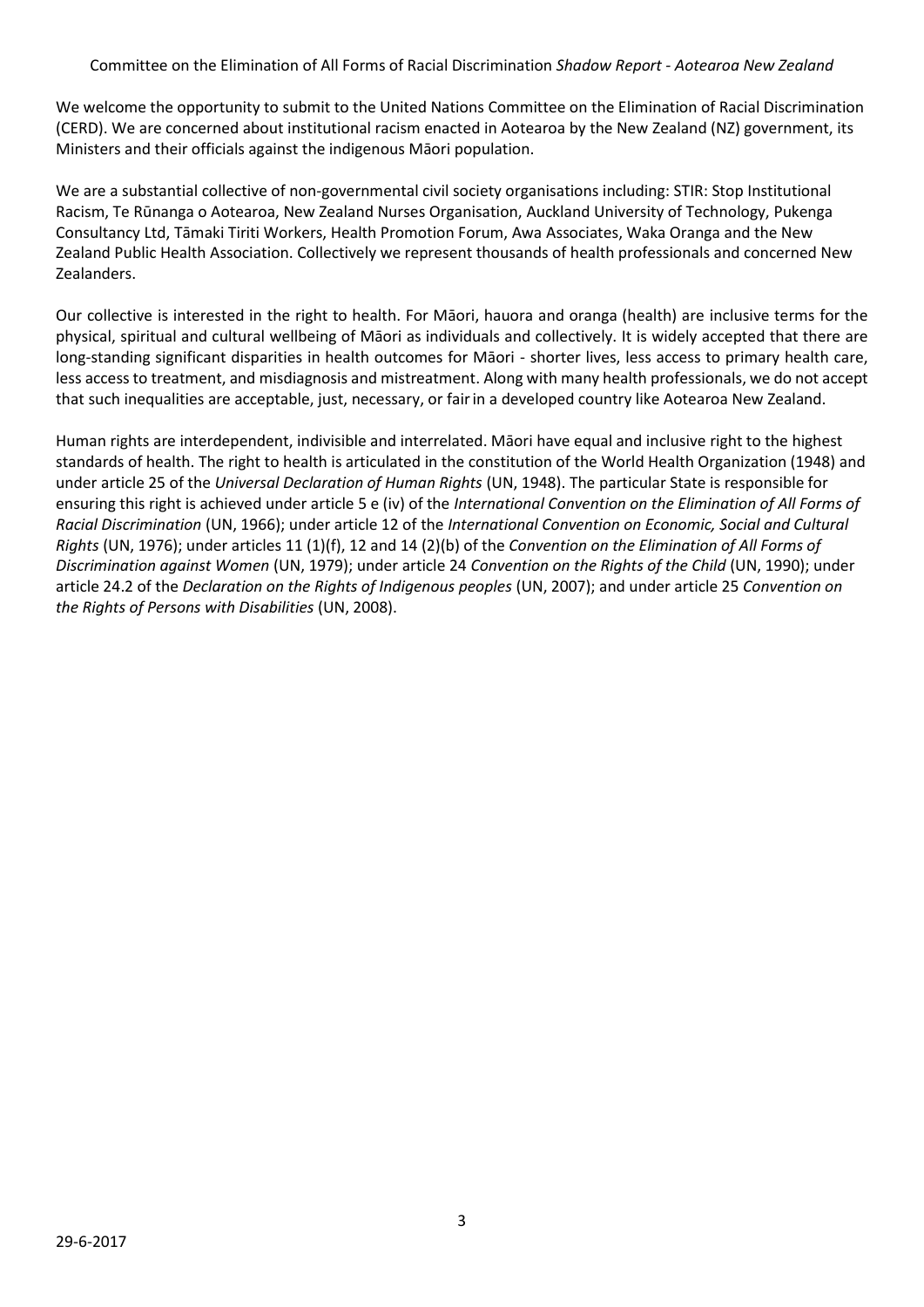We welcome the opportunity to submit to the United Nations Committee on the Elimination of Racial Discrimination (CERD). We are concerned about institutional racism enacted in Aotearoa by the New Zealand (NZ) government, its Ministers and their officials against the indigenous Māori population.

We are a substantial collective of non-governmental civil society organisations including: STIR: Stop Institutional Racism, Te Rūnanga o Aotearoa, New Zealand Nurses Organisation, Auckland University of Technology, Pukenga Consultancy Ltd, Tāmaki Tiriti Workers, Health Promotion Forum, Awa Associates, Waka Oranga and the New Zealand Public Health Association. Collectively we represent thousands of health professionals and concerned New Zealanders.

Our collective is interested in the right to health. For Māori, hauora and oranga (health) are inclusive terms for the physical, spiritual and cultural wellbeing of Māori as individuals and collectively. It is widely accepted that there are long-standing significant disparities in health outcomes for Māori - shorter lives, less access to primary health care, less access to treatment, and misdiagnosis and mistreatment. Along with many health professionals, we do not accept that such inequalities are acceptable, just, necessary, or fair in a developed country like Aotearoa New Zealand.

Human rights are interdependent, indivisible and interrelated. Māori have equal and inclusive right to the highest standards of health. The right to health is articulated in the constitution of the World Health Organization (1948) and under article 25 of the *Universal Declaration of Human Rights* (UN, 1948). The particular State is responsible for ensuring this right is achieved under article 5 e (iv) of the *International Convention on the Elimination of All Forms of Racial Discrimination* (UN, 1966); under article 12 of the *International Convention on Economic, Social and Cultural Rights* (UN, 1976); under articles 11 (1)(f), 12 and 14 (2)(b) of the *Convention on the Elimination of All Forms of Discrimination against Women* (UN, 1979); under article 24 *Convention on the Rights of the Child* (UN, 1990); under article 24.2 of the *Declaration on the Rights of Indigenous peoples* (UN, 2007); and under article 25 *Convention on the Rights of Persons with Disabilities* (UN, 2008).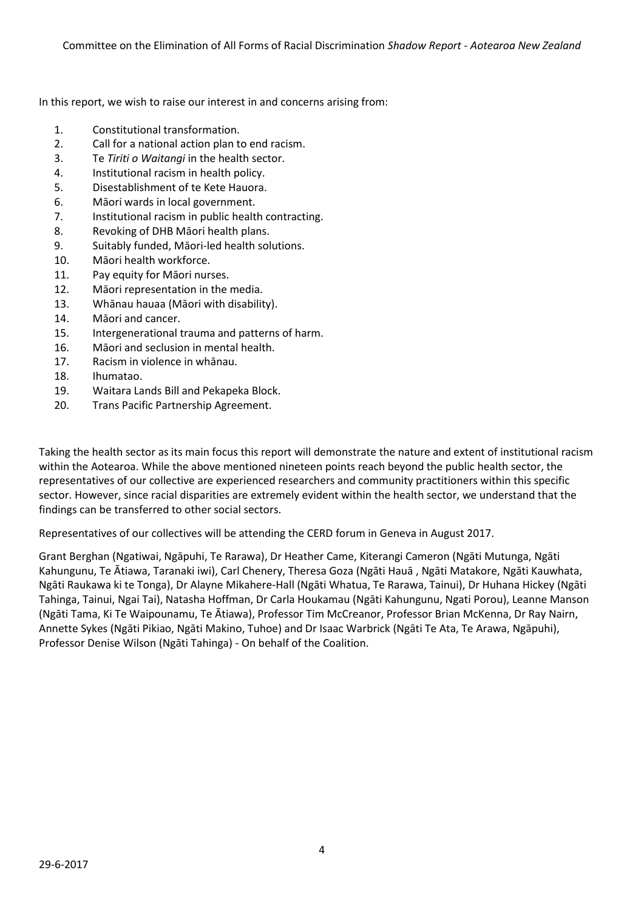In this report, we wish to raise our interest in and concerns arising from:

1. Constitutional transformation.
2. Call for a national action plan to end racism.
3. Te *Tiriti o Waitangi* in the health sector.
4. Institutional racism in health policy.
5. Disestablishment of te Kete Hauora.
6. Māori wards in local government.
7. Institutional racism in public health contracting.
8. Revoking of DHB Māori health plans.
9. Suitably funded, Māori-led health solutions.
10. Māori health workforce.
11. Pay equity for Māori nurses.
12. Māori representation in the media.
13. Whānau hauaa (Māori with disability).
14. Māori and cancer.
15. Intergenerational trauma and patterns of harm.
16. Māori and seclusion in mental health.
17. Racism in violence in whānau.
18. Ihumatao.
19. Waitara Lands Bill and Pekapeka Block.
20. Trans Pacific Partnership Agreement.

Taking the health sector as its main focus this report will demonstrate the nature and extent of institutional racism within the Aotearoa. While the above mentioned nineteen points reach beyond the public health sector, the representatives of our collective are experienced researchers and community practitioners within this specific sector. However, since racial disparities are extremely evident within the health sector, we understand that the findings can be transferred to other social sectors.

Representatives of our collectives will be attending the CERD forum in Geneva in August 2017.

Grant Berghan (Ngatiwai, Ngāpuhi, Te Rarawa), Dr Heather Came, Kiterangi Cameron (Ngāti Mutunga, Ngāti Kahungunu, Te Ātiawa, Taranaki iwi), Carl Chenery, Theresa Goza (Ngāti Hauā , Ngāti Matakore, Ngāti Kauwhata, Ngāti Raukawa ki te Tonga), Dr Alayne Mikahere-Hall (Ngāti Whatua, Te Rarawa, Tainui), Dr Huhana Hickey (Ngāti Tahinga, Tainui, Ngai Tai), Natasha Hoffman, Dr Carla Houkamau (Ngāti Kahungunu, Ngati Porou), Leanne Manson (Ngāti Tama, Ki Te Waipounamu, Te Ātiawa), Professor Tim McCreanor, Professor Brian McKenna, Dr Ray Nairn, Annette Sykes (Ngāti Pikiao, Ngāti Makino, Tuhoe) and Dr Isaac Warbrick (Ngāti Te Ata, Te Arawa, Ngāpuhi), Professor Denise Wilson (Ngāti Tahinga) - On behalf of the Coalition.

29-6-2017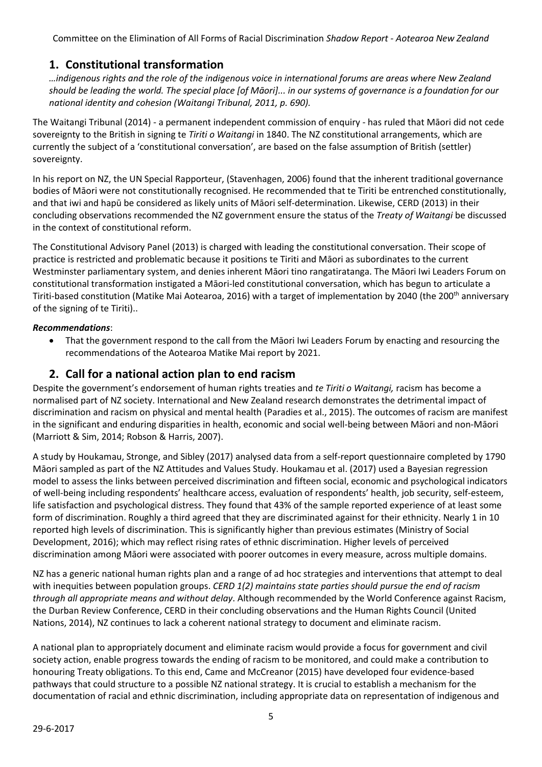## 1. Constitutional transformation

*…indigenous rights and the role of the indigenous voice in international forums are areas where New Zealand should be leading the world. The special place [of Māori]... in our systems of governance is a foundation for our national identity and cohesion (Waitangi Tribunal, 2011, p. 690).*

The Waitangi Tribunal (2014) - a permanent independent commission of enquiry - has ruled that Māori did not cede sovereignty to the British in signing te *Tiriti o Waitangi* in 1840. The NZ constitutional arrangements, which are currently the subject of a 'constitutional conversation', are based on the false assumption of British (settler) sovereignty.

In his report on NZ, the UN Special Rapporteur, (Stavenhagen, 2006) found that the inherent traditional governance bodies of Māori were not constitutionally recognised. He recommended that te Tiriti be entrenched constitutionally, and that iwi and hapū be considered as likely units of Māori self-determination. Likewise, CERD (2013) in their concluding observations recommended the NZ government ensure the status of the *Treaty of Waitangi* be discussed in the context of constitutional reform.

The Constitutional Advisory Panel (2013) is charged with leading the constitutional conversation. Their scope of practice is restricted and problematic because it positions te Tiriti and Māori as subordinates to the current Westminster parliamentary system, and denies inherent Māori tino rangatiratanga. The Māori Iwi Leaders Forum on constitutional transformation instigated a Māori-led constitutional conversation, which has begun to articulate a Tiriti-based constitution (Matike Mai Aotearoa, 2016) with a target of implementation by 2040 (the 200th anniversary of the signing of te Tiriti)..

***Recommendations***:

- That the government respond to the call from the Māori Iwi Leaders Forum by enacting and resourcing the recommendations of the Aotearoa Matike Mai report by 2021.

## 2. Call for a national action plan to end racism

Despite the government's endorsement of human rights treaties and *te Tiriti o Waitangi,* racism has become a normalised part of NZ society. International and New Zealand research demonstrates the detrimental impact of discrimination and racism on physical and mental health (Paradies et al., 2015). The outcomes of racism are manifest in the significant and enduring disparities in health, economic and social well-being between Māori and non-Māori (Marriott & Sim, 2014; Robson & Harris, 2007).

A study by Houkamau, Stronge, and Sibley (2017) analysed data from a self-report questionnaire completed by 1790 Māori sampled as part of the NZ Attitudes and Values Study. Houkamau et al. (2017) used a Bayesian regression model to assess the links between perceived discrimination and fifteen social, economic and psychological indicators of well-being including respondents' healthcare access, evaluation of respondents' health, job security, self-esteem, life satisfaction and psychological distress. They found that 43% of the sample reported experience of at least some form of discrimination. Roughly a third agreed that they are discriminated against for their ethnicity. Nearly 1 in 10 reported high levels of discrimination. This is significantly higher than previous estimates (Ministry of Social Development, 2016); which may reflect rising rates of ethnic discrimination. Higher levels of perceived discrimination among Māori were associated with poorer outcomes in every measure, across multiple domains.

NZ has a generic national human rights plan and a range of ad hoc strategies and interventions that attempt to deal with inequities between population groups. *CERD 1(2) maintains state parties should pursue the end of racism through all appropriate means and without delay*. Although recommended by the World Conference against Racism, the Durban Review Conference, CERD in their concluding observations and the Human Rights Council (United Nations, 2014), NZ continues to lack a coherent national strategy to document and eliminate racism.

A national plan to appropriately document and eliminate racism would provide a focus for government and civil society action, enable progress towards the ending of racism to be monitored, and could make a contribution to honouring Treaty obligations. To this end, Came and McCreanor (2015) have developed four evidence-based pathways that could structure to a possible NZ national strategy. It is crucial to establish a mechanism for the documentation of racial and ethnic discrimination, including appropriate data on representation of indigenous and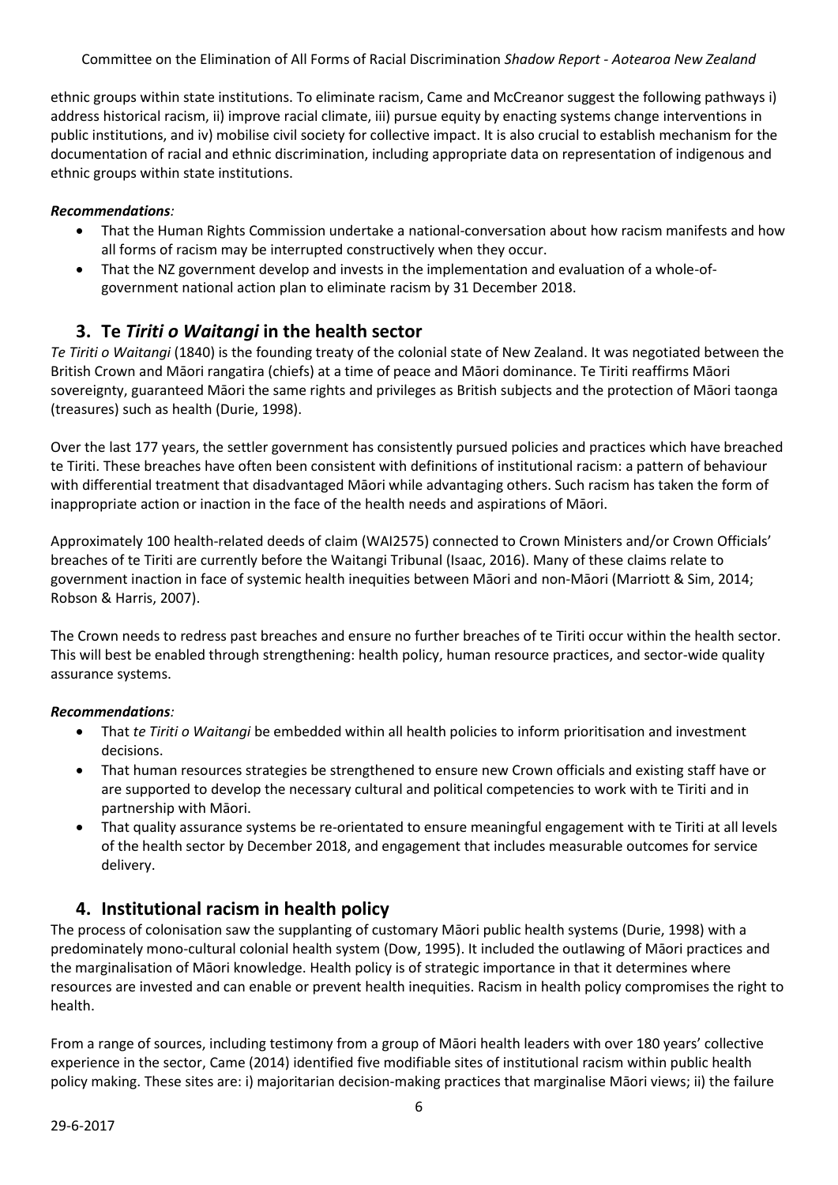ethnic groups within state institutions. To eliminate racism, Came and McCreanor suggest the following pathways i) address historical racism, ii) improve racial climate, iii) pursue equity by enacting systems change interventions in public institutions, and iv) mobilise civil society for collective impact. It is also crucial to establish mechanism for the documentation of racial and ethnic discrimination, including appropriate data on representation of indigenous and ethnic groups within state institutions.

***Recommendations:***

- That the Human Rights Commission undertake a national-conversation about how racism manifests and how all forms of racism may be interrupted constructively when they occur.
- That the NZ government develop and invests in the implementation and evaluation of a whole-of-government national action plan to eliminate racism by 31 December 2018.

## 3. Te *Tiriti o Waitangi* in the health sector

*Te Tiriti o Waitangi* (1840) is the founding treaty of the colonial state of New Zealand. It was negotiated between the British Crown and Māori rangatira (chiefs) at a time of peace and Māori dominance. Te Tiriti reaffirms Māori sovereignty, guaranteed Māori the same rights and privileges as British subjects and the protection of Māori taonga (treasures) such as health (Durie, 1998).

Over the last 177 years, the settler government has consistently pursued policies and practices which have breached te Tiriti. These breaches have often been consistent with definitions of institutional racism: a pattern of behaviour with differential treatment that disadvantaged Māori while advantaging others. Such racism has taken the form of inappropriate action or inaction in the face of the health needs and aspirations of Māori.

Approximately 100 health-related deeds of claim (WAI2575) connected to Crown Ministers and/or Crown Officials' breaches of te Tiriti are currently before the Waitangi Tribunal (Isaac, 2016). Many of these claims relate to government inaction in face of systemic health inequities between Māori and non-Māori (Marriott & Sim, 2014; Robson & Harris, 2007).

The Crown needs to redress past breaches and ensure no further breaches of te Tiriti occur within the health sector. This will best be enabled through strengthening: health policy, human resource practices, and sector-wide quality assurance systems.

***Recommendations:***

- That *te Tiriti o Waitangi* be embedded within all health policies to inform prioritisation and investment decisions.
- That human resources strategies be strengthened to ensure new Crown officials and existing staff have or are supported to develop the necessary cultural and political competencies to work with te Tiriti and in partnership with Māori.
- That quality assurance systems be re-orientated to ensure meaningful engagement with te Tiriti at all levels of the health sector by December 2018, and engagement that includes measurable outcomes for service delivery.

## 4. Institutional racism in health policy

The process of colonisation saw the supplanting of customary Māori public health systems (Durie, 1998) with a predominately mono-cultural colonial health system (Dow, 1995). It included the outlawing of Māori practices and the marginalisation of Māori knowledge. Health policy is of strategic importance in that it determines where resources are invested and can enable or prevent health inequities. Racism in health policy compromises the right to health.

From a range of sources, including testimony from a group of Māori health leaders with over 180 years' collective experience in the sector, Came (2014) identified five modifiable sites of institutional racism within public health policy making. These sites are: i) majoritarian decision-making practices that marginalise Māori views; ii) the failure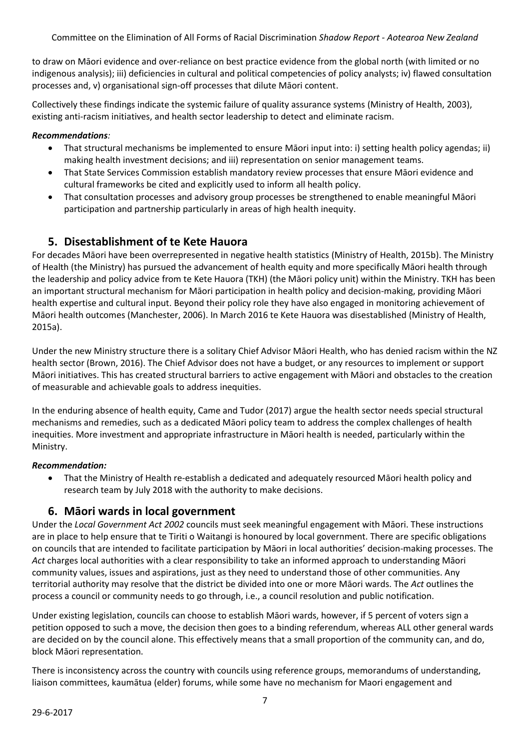to draw on Māori evidence and over-reliance on best practice evidence from the global north (with limited or no indigenous analysis); iii) deficiencies in cultural and political competencies of policy analysts; iv) flawed consultation processes and, v) organisational sign-off processes that dilute Māori content.

Collectively these findings indicate the systemic failure of quality assurance systems (Ministry of Health, 2003), existing anti-racism initiatives, and health sector leadership to detect and eliminate racism.

***Recommendations:***

- That structural mechanisms be implemented to ensure Māori input into: i) setting health policy agendas; ii) making health investment decisions; and iii) representation on senior management teams.
- That State Services Commission establish mandatory review processes that ensure Māori evidence and cultural frameworks be cited and explicitly used to inform all health policy.
- That consultation processes and advisory group processes be strengthened to enable meaningful Māori participation and partnership particularly in areas of high health inequity.

## 5. Disestablishment of te Kete Hauora

For decades Māori have been overrepresented in negative health statistics (Ministry of Health, 2015b). The Ministry of Health (the Ministry) has pursued the advancement of health equity and more specifically Māori health through the leadership and policy advice from te Kete Hauora (TKH) (the Māori policy unit) within the Ministry. TKH has been an important structural mechanism for Māori participation in health policy and decision-making, providing Māori health expertise and cultural input. Beyond their policy role they have also engaged in monitoring achievement of Māori health outcomes (Manchester, 2006). In March 2016 te Kete Hauora was disestablished (Ministry of Health, 2015a).

Under the new Ministry structure there is a solitary Chief Advisor Māori Health, who has denied racism within the NZ health sector (Brown, 2016). The Chief Advisor does not have a budget, or any resources to implement or support Māori initiatives. This has created structural barriers to active engagement with Māori and obstacles to the creation of measurable and achievable goals to address inequities.

In the enduring absence of health equity, Came and Tudor (2017) argue the health sector needs special structural mechanisms and remedies, such as a dedicated Māori policy team to address the complex challenges of health inequities. More investment and appropriate infrastructure in Māori health is needed, particularly within the Ministry.

***Recommendation:***

- That the Ministry of Health re-establish a dedicated and adequately resourced Māori health policy and research team by July 2018 with the authority to make decisions.

## 6. Māori wards in local government

Under the *Local Government Act 2002* councils must seek meaningful engagement with Māori. These instructions are in place to help ensure that te Tiriti o Waitangi is honoured by local government. There are specific obligations on councils that are intended to facilitate participation by Māori in local authorities' decision-making processes. The *Act* charges local authorities with a clear responsibility to take an informed approach to understanding Māori community values, issues and aspirations, just as they need to understand those of other communities. Any territorial authority may resolve that the district be divided into one or more Māori wards. The *Act* outlines the process a council or community needs to go through, i.e., a council resolution and public notification.

Under existing legislation, councils can choose to establish Māori wards, however, if 5 percent of voters sign a petition opposed to such a move, the decision then goes to a binding referendum, whereas ALL other general wards are decided on by the council alone. This effectively means that a small proportion of the community can, and do, block Māori representation.

There is inconsistency across the country with councils using reference groups, memorandums of understanding, liaison committees, kaumātua (elder) forums, while some have no mechanism for Maori engagement and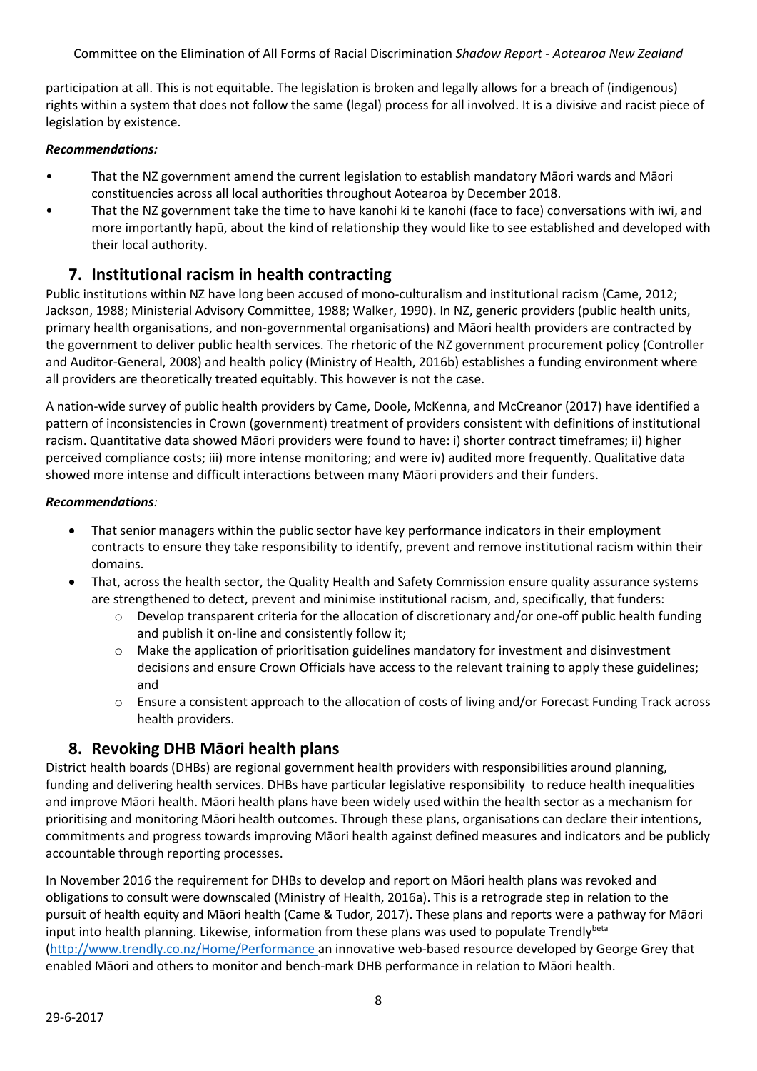participation at all. This is not equitable. The legislation is broken and legally allows for a breach of (indigenous) rights within a system that does not follow the same (legal) process for all involved. It is a divisive and racist piece of legislation by existence.

***Recommendations:***

- That the NZ government amend the current legislation to establish mandatory Māori wards and Māori constituencies across all local authorities throughout Aotearoa by December 2018.
- That the NZ government take the time to have kanohi ki te kanohi (face to face) conversations with iwi, and more importantly hapū, about the kind of relationship they would like to see established and developed with their local authority.

## 7. Institutional racism in health contracting

Public institutions within NZ have long been accused of mono-culturalism and institutional racism (Came, 2012; Jackson, 1988; Ministerial Advisory Committee, 1988; Walker, 1990). In NZ, generic providers (public health units, primary health organisations, and non-governmental organisations) and Māori health providers are contracted by the government to deliver public health services. The rhetoric of the NZ government procurement policy (Controller and Auditor-General, 2008) and health policy (Ministry of Health, 2016b) establishes a funding environment where all providers are theoretically treated equitably. This however is not the case.

A nation-wide survey of public health providers by Came, Doole, McKenna, and McCreanor (2017) have identified a pattern of inconsistencies in Crown (government) treatment of providers consistent with definitions of institutional racism. Quantitative data showed Māori providers were found to have: i) shorter contract timeframes; ii) higher perceived compliance costs; iii) more intense monitoring; and were iv) audited more frequently. Qualitative data showed more intense and difficult interactions between many Māori providers and their funders.

***Recommendations**:*

- That senior managers within the public sector have key performance indicators in their employment contracts to ensure they take responsibility to identify, prevent and remove institutional racism within their domains.
- That, across the health sector, the Quality Health and Safety Commission ensure quality assurance systems are strengthened to detect, prevent and minimise institutional racism, and, specifically, that funders:
  - Develop transparent criteria for the allocation of discretionary and/or one-off public health funding and publish it on-line and consistently follow it;
  - Make the application of prioritisation guidelines mandatory for investment and disinvestment decisions and ensure Crown Officials have access to the relevant training to apply these guidelines; and
  - Ensure a consistent approach to the allocation of costs of living and/or Forecast Funding Track across health providers.

## 8. Revoking DHB Māori health plans

District health boards (DHBs) are regional government health providers with responsibilities around planning, funding and delivering health services. DHBs have particular legislative responsibility to reduce health inequalities and improve Māori health. Māori health plans have been widely used within the health sector as a mechanism for prioritising and monitoring Māori health outcomes. Through these plans, organisations can declare their intentions, commitments and progress towards improving Māori health against defined measures and indicators and be publicly accountable through reporting processes.

In November 2016 the requirement for DHBs to develop and report on Māori health plans was revoked and obligations to consult were downscaled (Ministry of Health, 2016a). This is a retrograde step in relation to the pursuit of health equity and Māori health (Came & Tudor, 2017). These plans and reports were a pathway for Māori input into health planning. Likewise, information from these plans was used to populate Trendly[beta] (http://www.trendly.co.nz/Home/Performance an innovative web-based resource developed by George Grey that enabled Māori and others to monitor and bench-mark DHB performance in relation to Māori health.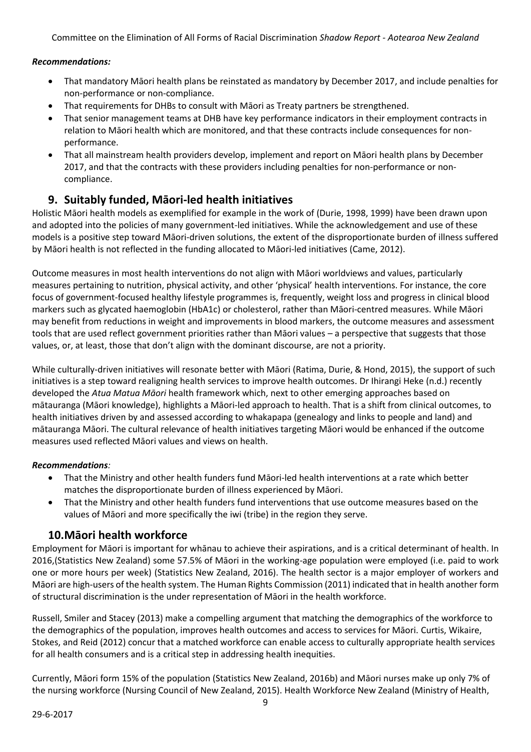***Recommendations:***

- That mandatory Māori health plans be reinstated as mandatory by December 2017, and include penalties for non-performance or non-compliance.
- That requirements for DHBs to consult with Māori as Treaty partners be strengthened.
- That senior management teams at DHB have key performance indicators in their employment contracts in relation to Māori health which are monitored, and that these contracts include consequences for non-performance.
- That all mainstream health providers develop, implement and report on Māori health plans by December 2017, and that the contracts with these providers including penalties for non-performance or non-compliance.

## 9. Suitably funded, Māori-led health initiatives

Holistic Māori health models as exemplified for example in the work of (Durie, 1998, 1999) have been drawn upon and adopted into the policies of many government-led initiatives. While the acknowledgement and use of these models is a positive step toward Māori-driven solutions, the extent of the disproportionate burden of illness suffered by Māori health is not reflected in the funding allocated to Māori-led initiatives (Came, 2012).

Outcome measures in most health interventions do not align with Māori worldviews and values, particularly measures pertaining to nutrition, physical activity, and other 'physical' health interventions. For instance, the core focus of government-focused healthy lifestyle programmes is, frequently, weight loss and progress in clinical blood markers such as glycated haemoglobin (HbA1c) or cholesterol, rather than Māori-centred measures. While Māori may benefit from reductions in weight and improvements in blood markers, the outcome measures and assessment tools that are used reflect government priorities rather than Māori values – a perspective that suggests that those values, or, at least, those that don't align with the dominant discourse, are not a priority.

While culturally-driven initiatives will resonate better with Māori (Ratima, Durie, & Hond, 2015), the support of such initiatives is a step toward realigning health services to improve health outcomes. Dr Ihirangi Heke (n.d.) recently developed the *Atua Matua Māori* health framework which, next to other emerging approaches based on mātauranga (Māori knowledge), highlights a Māori-led approach to health. That is a shift from clinical outcomes, to health initiatives driven by and assessed according to whakapapa (genealogy and links to people and land) and mātauranga Māori. The cultural relevance of health initiatives targeting Māori would be enhanced if the outcome measures used reflected Māori values and views on health.

***Recommendations:***

- That the Ministry and other health funders fund Māori-led health interventions at a rate which better matches the disproportionate burden of illness experienced by Māori.
- That the Ministry and other health funders fund interventions that use outcome measures based on the values of Māori and more specifically the iwi (tribe) in the region they serve.

## 10. Māori health workforce

Employment for Māori is important for whānau to achieve their aspirations, and is a critical determinant of health. In 2016,(Statistics New Zealand) some 57.5% of Māori in the working-age population were employed (i.e. paid to work one or more hours per week) (Statistics New Zealand, 2016). The health sector is a major employer of workers and Māori are high-users of the health system. The Human Rights Commission (2011) indicated that in health another form of structural discrimination is the under representation of Māori in the health workforce.

Russell, Smiler and Stacey (2013) make a compelling argument that matching the demographics of the workforce to the demographics of the population, improves health outcomes and access to services for Māori. Curtis, Wikaire, Stokes, and Reid (2012) concur that a matched workforce can enable access to culturally appropriate health services for all health consumers and is a critical step in addressing health inequities.

Currently, Māori form 15% of the population (Statistics New Zealand, 2016b) and Māori nurses make up only 7% of the nursing workforce (Nursing Council of New Zealand, 2015). Health Workforce New Zealand (Ministry of Health,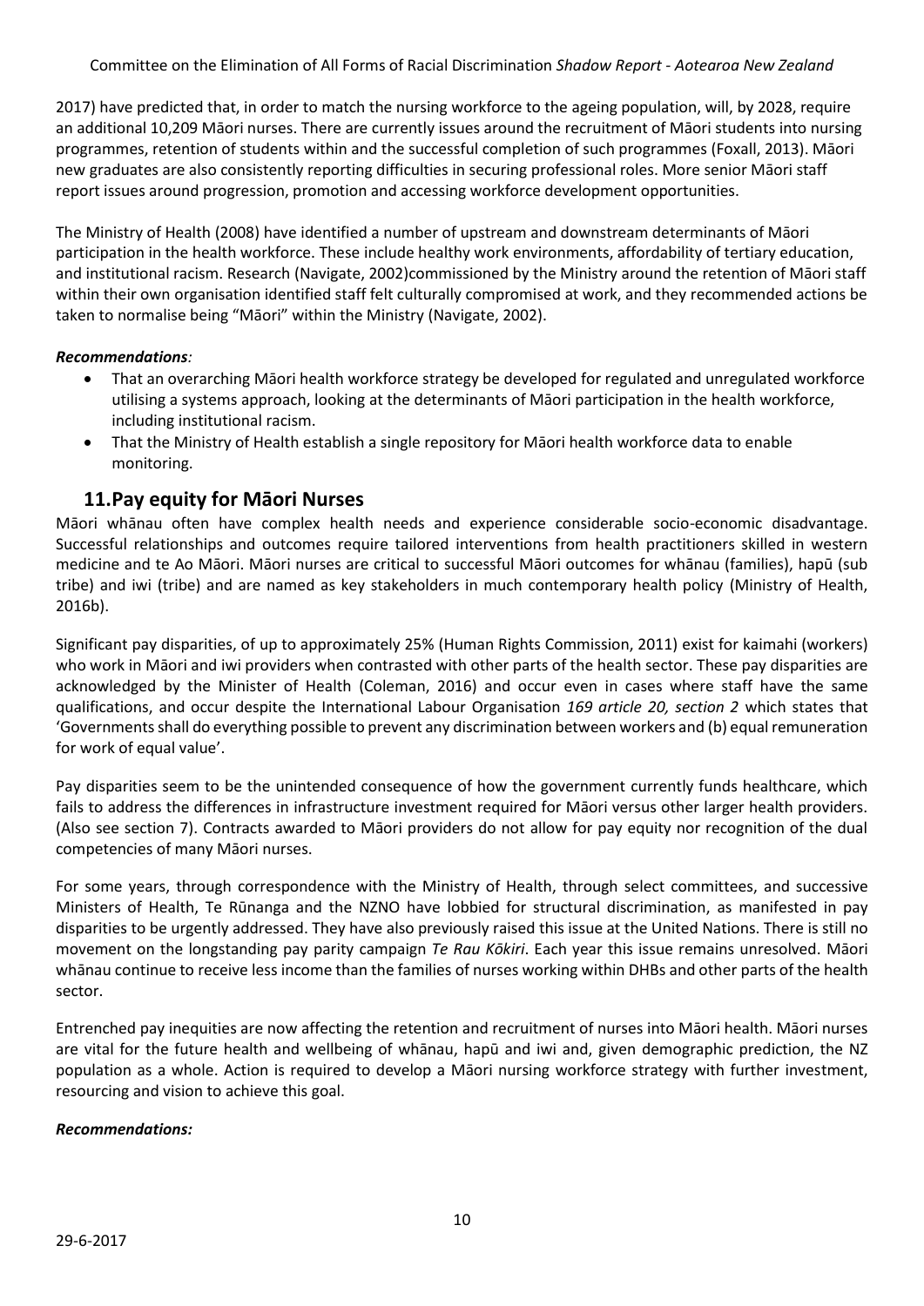2017) have predicted that, in order to match the nursing workforce to the ageing population, will, by 2028, require an additional 10,209 Māori nurses. There are currently issues around the recruitment of Māori students into nursing programmes, retention of students within and the successful completion of such programmes (Foxall, 2013). Māori new graduates are also consistently reporting difficulties in securing professional roles. More senior Māori staff report issues around progression, promotion and accessing workforce development opportunities.

The Ministry of Health (2008) have identified a number of upstream and downstream determinants of Māori participation in the health workforce. These include healthy work environments, affordability of tertiary education, and institutional racism. Research (Navigate, 2002)commissioned by the Ministry around the retention of Māori staff within their own organisation identified staff felt culturally compromised at work, and they recommended actions be taken to normalise being "Māori" within the Ministry (Navigate, 2002).

***Recommendations**:*

- That an overarching Māori health workforce strategy be developed for regulated and unregulated workforce utilising a systems approach, looking at the determinants of Māori participation in the health workforce, including institutional racism.
- That the Ministry of Health establish a single repository for Māori health workforce data to enable monitoring.

## 11. Pay equity for Māori Nurses

Māori whānau often have complex health needs and experience considerable socio-economic disadvantage. Successful relationships and outcomes require tailored interventions from health practitioners skilled in western medicine and te Ao Māori. Māori nurses are critical to successful Māori outcomes for whānau (families), hapū (sub tribe) and iwi (tribe) and are named as key stakeholders in much contemporary health policy (Ministry of Health, 2016b).

Significant pay disparities, of up to approximately 25% (Human Rights Commission, 2011) exist for kaimahi (workers) who work in Māori and iwi providers when contrasted with other parts of the health sector. These pay disparities are acknowledged by the Minister of Health (Coleman, 2016) and occur even in cases where staff have the same qualifications, and occur despite the International Labour Organisation *169 article 20, section 2* which states that 'Governments shall do everything possible to prevent any discrimination between workers and (b) equal remuneration for work of equal value'.

Pay disparities seem to be the unintended consequence of how the government currently funds healthcare, which fails to address the differences in infrastructure investment required for Māori versus other larger health providers. (Also see section 7). Contracts awarded to Māori providers do not allow for pay equity nor recognition of the dual competencies of many Māori nurses.

For some years, through correspondence with the Ministry of Health, through select committees, and successive Ministers of Health, Te Rūnanga and the NZNO have lobbied for structural discrimination, as manifested in pay disparities to be urgently addressed. They have also previously raised this issue at the United Nations. There is still no movement on the longstanding pay parity campaign *Te Rau Kōkiri*. Each year this issue remains unresolved. Māori whānau continue to receive less income than the families of nurses working within DHBs and other parts of the health sector.

Entrenched pay inequities are now affecting the retention and recruitment of nurses into Māori health. Māori nurses are vital for the future health and wellbeing of whānau, hapū and iwi and, given demographic prediction, the NZ population as a whole. Action is required to develop a Māori nursing workforce strategy with further investment, resourcing and vision to achieve this goal.

***Recommendations:***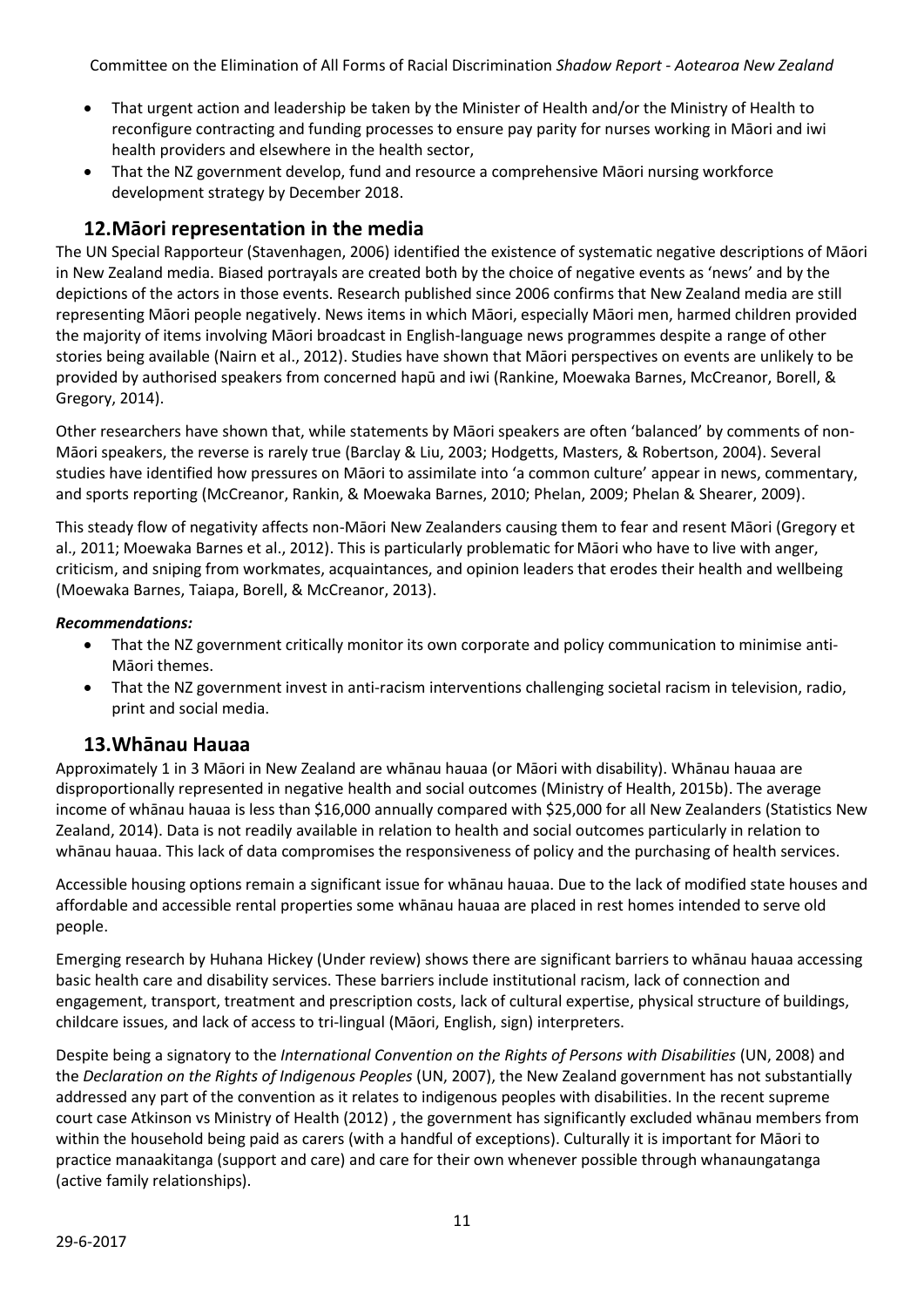- That urgent action and leadership be taken by the Minister of Health and/or the Ministry of Health to reconfigure contracting and funding processes to ensure pay parity for nurses working in Māori and iwi health providers and elsewhere in the health sector,
- That the NZ government develop, fund and resource a comprehensive Māori nursing workforce development strategy by December 2018.

## 12. Māori representation in the media

The UN Special Rapporteur (Stavenhagen, 2006) identified the existence of systematic negative descriptions of Māori in New Zealand media. Biased portrayals are created both by the choice of negative events as 'news' and by the depictions of the actors in those events. Research published since 2006 confirms that New Zealand media are still representing Māori people negatively. News items in which Māori, especially Māori men, harmed children provided the majority of items involving Māori broadcast in English-language news programmes despite a range of other stories being available (Nairn et al., 2012). Studies have shown that Māori perspectives on events are unlikely to be provided by authorised speakers from concerned hapū and iwi (Rankine, Moewaka Barnes, McCreanor, Borell, & Gregory, 2014).

Other researchers have shown that, while statements by Māori speakers are often 'balanced' by comments of non-Māori speakers, the reverse is rarely true (Barclay & Liu, 2003; Hodgetts, Masters, & Robertson, 2004). Several studies have identified how pressures on Māori to assimilate into 'a common culture' appear in news, commentary, and sports reporting (McCreanor, Rankin, & Moewaka Barnes, 2010; Phelan, 2009; Phelan & Shearer, 2009).

This steady flow of negativity affects non-Māori New Zealanders causing them to fear and resent Māori (Gregory et al., 2011; Moewaka Barnes et al., 2012). This is particularly problematic for Māori who have to live with anger, criticism, and sniping from workmates, acquaintances, and opinion leaders that erodes their health and wellbeing (Moewaka Barnes, Taiapa, Borell, & McCreanor, 2013).

***Recommendations:***

- That the NZ government critically monitor its own corporate and policy communication to minimise anti-Māori themes.
- That the NZ government invest in anti-racism interventions challenging societal racism in television, radio, print and social media.

## 13. Whānau Hauaa

Approximately 1 in 3 Māori in New Zealand are whānau hauaa (or Māori with disability). Whānau hauaa are disproportionally represented in negative health and social outcomes (Ministry of Health, 2015b). The average income of whānau hauaa is less than \$16,000 annually compared with \$25,000 for all New Zealanders (Statistics New Zealand, 2014). Data is not readily available in relation to health and social outcomes particularly in relation to whānau hauaa. This lack of data compromises the responsiveness of policy and the purchasing of health services.

Accessible housing options remain a significant issue for whānau hauaa. Due to the lack of modified state houses and affordable and accessible rental properties some whānau hauaa are placed in rest homes intended to serve old people.

Emerging research by Huhana Hickey (Under review) shows there are significant barriers to whānau hauaa accessing basic health care and disability services. These barriers include institutional racism, lack of connection and engagement, transport, treatment and prescription costs, lack of cultural expertise, physical structure of buildings, childcare issues, and lack of access to tri-lingual (Māori, English, sign) interpreters.

Despite being a signatory to the *International Convention on the Rights of Persons with Disabilities* (UN, 2008) and the *Declaration on the Rights of Indigenous Peoples* (UN, 2007), the New Zealand government has not substantially addressed any part of the convention as it relates to indigenous peoples with disabilities. In the recent supreme court case Atkinson vs Ministry of Health (2012) , the government has significantly excluded whānau members from within the household being paid as carers (with a handful of exceptions). Culturally it is important for Māori to practice manaakitanga (support and care) and care for their own whenever possible through whanaungatanga (active family relationships).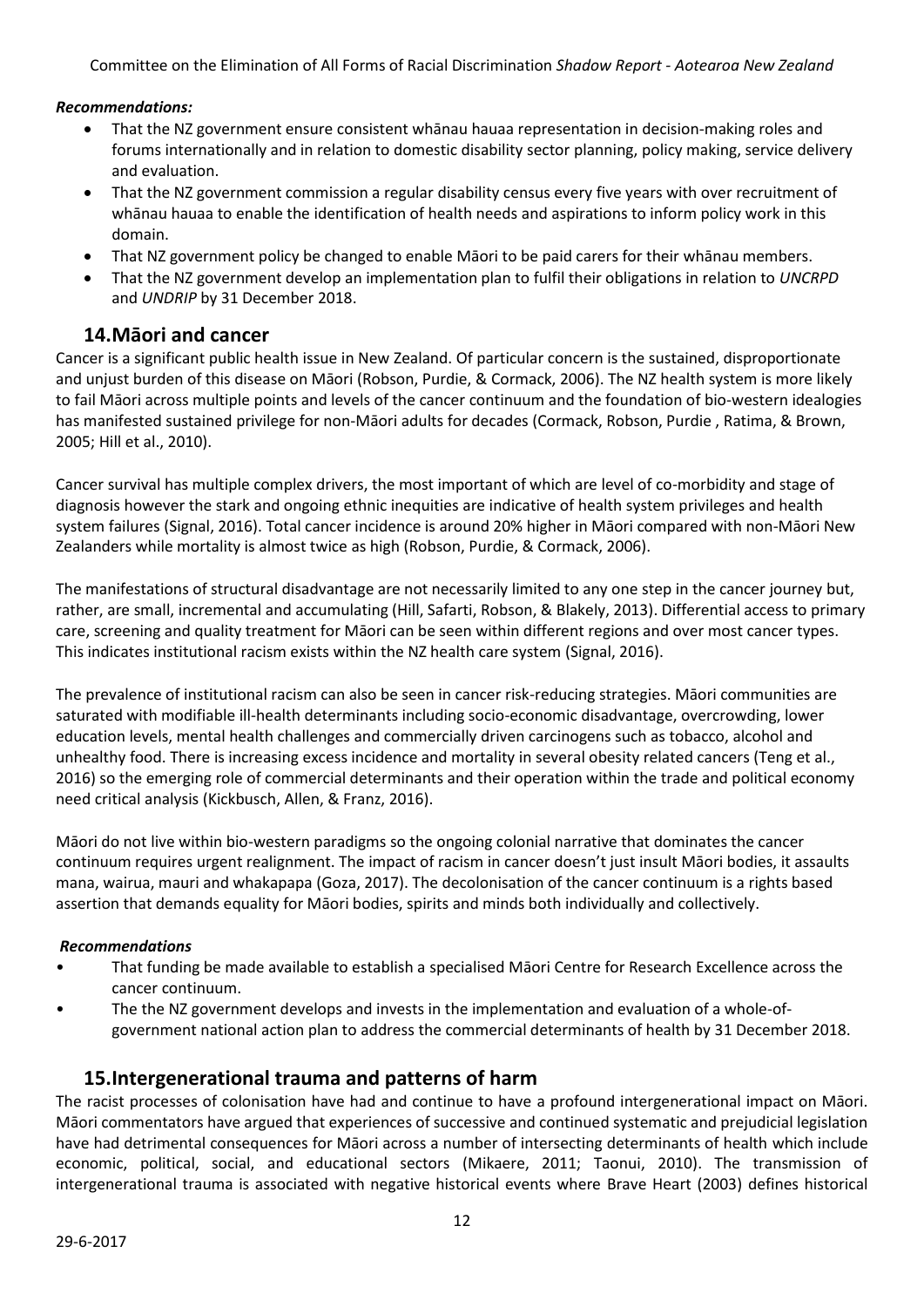***Recommendations:***

- That the NZ government ensure consistent whānau hauaa representation in decision-making roles and forums internationally and in relation to domestic disability sector planning, policy making, service delivery and evaluation.
- That the NZ government commission a regular disability census every five years with over recruitment of whānau hauaa to enable the identification of health needs and aspirations to inform policy work in this domain.
- That NZ government policy be changed to enable Māori to be paid carers for their whānau members.
- That the NZ government develop an implementation plan to fulfil their obligations in relation to *UNCRPD* and *UNDRIP* by 31 December 2018.

## 14. Māori and cancer

Cancer is a significant public health issue in New Zealand. Of particular concern is the sustained, disproportionate and unjust burden of this disease on Māori (Robson, Purdie, & Cormack, 2006). The NZ health system is more likely to fail Māori across multiple points and levels of the cancer continuum and the foundation of bio-western idealogies has manifested sustained privilege for non-Māori adults for decades (Cormack, Robson, Purdie , Ratima, & Brown, 2005; Hill et al., 2010).

Cancer survival has multiple complex drivers, the most important of which are level of co-morbidity and stage of diagnosis however the stark and ongoing ethnic inequities are indicative of health system privileges and health system failures (Signal, 2016). Total cancer incidence is around 20% higher in Māori compared with non-Māori New Zealanders while mortality is almost twice as high (Robson, Purdie, & Cormack, 2006).

The manifestations of structural disadvantage are not necessarily limited to any one step in the cancer journey but, rather, are small, incremental and accumulating (Hill, Safarti, Robson, & Blakely, 2013). Differential access to primary care, screening and quality treatment for Māori can be seen within different regions and over most cancer types. This indicates institutional racism exists within the NZ health care system (Signal, 2016).

The prevalence of institutional racism can also be seen in cancer risk-reducing strategies. Māori communities are saturated with modifiable ill-health determinants including socio-economic disadvantage, overcrowding, lower education levels, mental health challenges and commercially driven carcinogens such as tobacco, alcohol and unhealthy food. There is increasing excess incidence and mortality in several obesity related cancers (Teng et al., 2016) so the emerging role of commercial determinants and their operation within the trade and political economy need critical analysis (Kickbusch, Allen, & Franz, 2016).

Māori do not live within bio-western paradigms so the ongoing colonial narrative that dominates the cancer continuum requires urgent realignment. The impact of racism in cancer doesn't just insult Māori bodies, it assaults mana, wairua, mauri and whakapapa (Goza, 2017). The decolonisation of the cancer continuum is a rights based assertion that demands equality for Māori bodies, spirits and minds both individually and collectively.

***Recommendations***

- That funding be made available to establish a specialised Māori Centre for Research Excellence across the cancer continuum.
- The the NZ government develops and invests in the implementation and evaluation of a whole-of-government national action plan to address the commercial determinants of health by 31 December 2018.

## 15. Intergenerational trauma and patterns of harm

The racist processes of colonisation have had and continue to have a profound intergenerational impact on Māori. Māori commentators have argued that experiences of successive and continued systematic and prejudicial legislation have had detrimental consequences for Māori across a number of intersecting determinants of health which include economic, political, social, and educational sectors (Mikaere, 2011; Taonui, 2010). The transmission of intergenerational trauma is associated with negative historical events where Brave Heart (2003) defines historical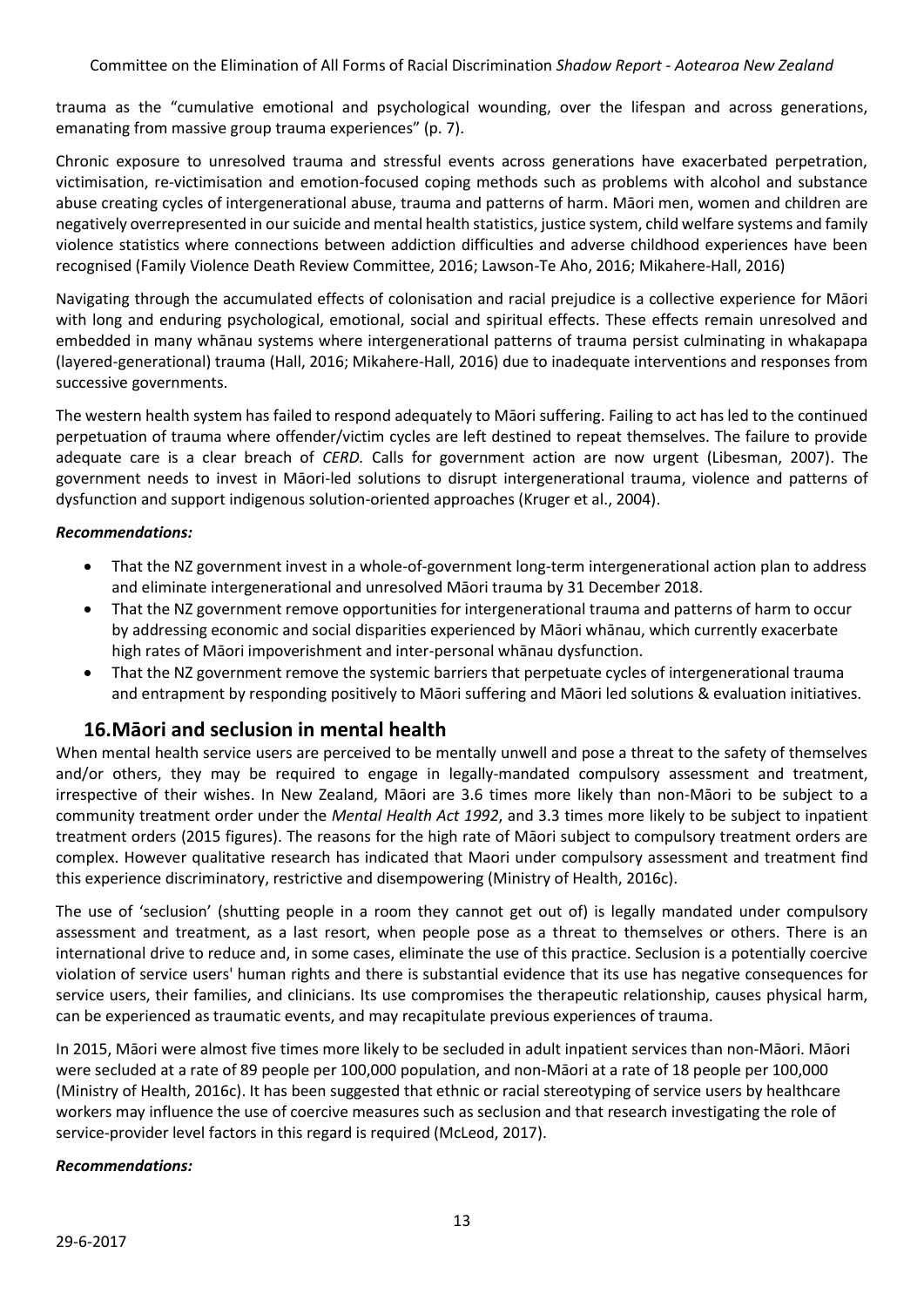trauma as the "cumulative emotional and psychological wounding, over the lifespan and across generations, emanating from massive group trauma experiences" (p. 7).

Chronic exposure to unresolved trauma and stressful events across generations have exacerbated perpetration, victimisation, re-victimisation and emotion-focused coping methods such as problems with alcohol and substance abuse creating cycles of intergenerational abuse, trauma and patterns of harm. Māori men, women and children are negatively overrepresented in our suicide and mental health statistics, justice system, child welfare systems and family violence statistics where connections between addiction difficulties and adverse childhood experiences have been recognised (Family Violence Death Review Committee, 2016; Lawson-Te Aho, 2016; Mikahere-Hall, 2016)

Navigating through the accumulated effects of colonisation and racial prejudice is a collective experience for Māori with long and enduring psychological, emotional, social and spiritual effects. These effects remain unresolved and embedded in many whānau systems where intergenerational patterns of trauma persist culminating in whakapapa (layered-generational) trauma (Hall, 2016; Mikahere-Hall, 2016) due to inadequate interventions and responses from successive governments.

The western health system has failed to respond adequately to Māori suffering. Failing to act has led to the continued perpetuation of trauma where offender/victim cycles are left destined to repeat themselves. The failure to provide adequate care is a clear breach of *CERD.* Calls for government action are now urgent (Libesman, 2007). The government needs to invest in Māori-led solutions to disrupt intergenerational trauma, violence and patterns of dysfunction and support indigenous solution-oriented approaches (Kruger et al., 2004).

***Recommendations:***

- That the NZ government invest in a whole-of-government long-term intergenerational action plan to address and eliminate intergenerational and unresolved Māori trauma by 31 December 2018.
- That the NZ government remove opportunities for intergenerational trauma and patterns of harm to occur by addressing economic and social disparities experienced by Māori whānau, which currently exacerbate high rates of Māori impoverishment and inter-personal whānau dysfunction.
- That the NZ government remove the systemic barriers that perpetuate cycles of intergenerational trauma and entrapment by responding positively to Māori suffering and Māori led solutions & evaluation initiatives.

## 16. Māori and seclusion in mental health

When mental health service users are perceived to be mentally unwell and pose a threat to the safety of themselves and/or others, they may be required to engage in legally-mandated compulsory assessment and treatment, irrespective of their wishes. In New Zealand, Māori are 3.6 times more likely than non-Māori to be subject to a community treatment order under the *Mental Health Act 1992*, and 3.3 times more likely to be subject to inpatient treatment orders (2015 figures). The reasons for the high rate of Māori subject to compulsory treatment orders are complex. However qualitative research has indicated that Maori under compulsory assessment and treatment find this experience discriminatory, restrictive and disempowering (Ministry of Health, 2016c).

The use of 'seclusion' (shutting people in a room they cannot get out of) is legally mandated under compulsory assessment and treatment, as a last resort, when people pose as a threat to themselves or others. There is an international drive to reduce and, in some cases, eliminate the use of this practice. Seclusion is a potentially coercive violation of service users' human rights and there is substantial evidence that its use has negative consequences for service users, their families, and clinicians. Its use compromises the therapeutic relationship, causes physical harm, can be experienced as traumatic events, and may recapitulate previous experiences of trauma.

In 2015, Māori were almost five times more likely to be secluded in adult inpatient services than non-Māori. Māori were secluded at a rate of 89 people per 100,000 population, and non-Māori at a rate of 18 people per 100,000 (Ministry of Health, 2016c). It has been suggested that ethnic or racial stereotyping of service users by healthcare workers may influence the use of coercive measures such as seclusion and that research investigating the role of service-provider level factors in this regard is required (McLeod, 2017).

***Recommendations:***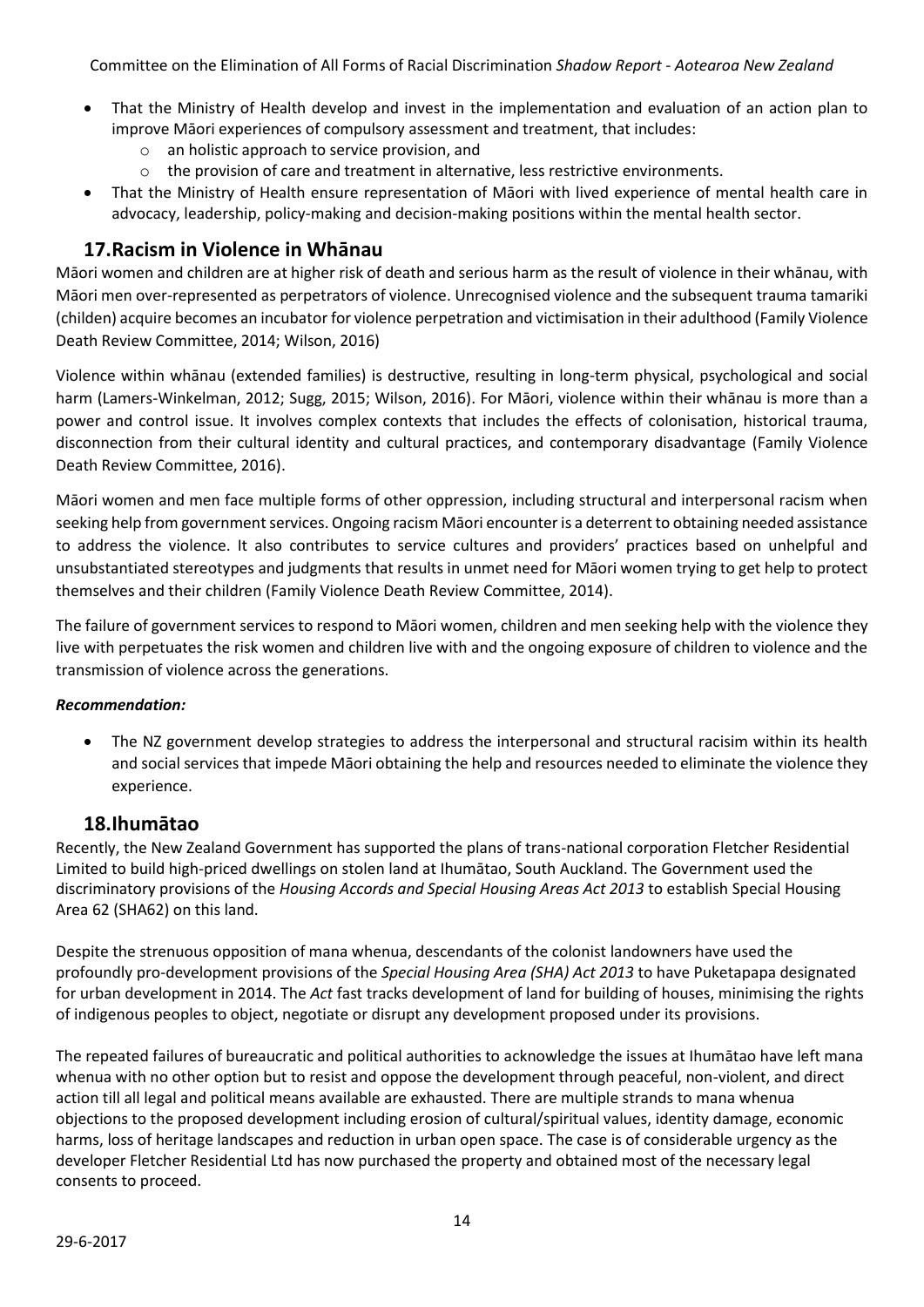- That the Ministry of Health develop and invest in the implementation and evaluation of an action plan to improve Māori experiences of compulsory assessment and treatment, that includes:
    - an holistic approach to service provision, and
    - the provision of care and treatment in alternative, less restrictive environments.
- That the Ministry of Health ensure representation of Māori with lived experience of mental health care in advocacy, leadership, policy-making and decision-making positions within the mental health sector.

## 17.Racism in Violence in Whānau

Māori women and children are at higher risk of death and serious harm as the result of violence in their whānau, with Māori men over-represented as perpetrators of violence. Unrecognised violence and the subsequent trauma tamariki (childen) acquire becomes an incubator for violence perpetration and victimisation in their adulthood (Family Violence Death Review Committee, 2014; Wilson, 2016)

Violence within whānau (extended families) is destructive, resulting in long-term physical, psychological and social harm (Lamers-Winkelman, 2012; Sugg, 2015; Wilson, 2016). For Māori, violence within their whānau is more than a power and control issue. It involves complex contexts that includes the effects of colonisation, historical trauma, disconnection from their cultural identity and cultural practices, and contemporary disadvantage (Family Violence Death Review Committee, 2016).

Māori women and men face multiple forms of other oppression, including structural and interpersonal racism when seeking help from government services. Ongoing racism Māori encounter is a deterrent to obtaining needed assistance to address the violence. It also contributes to service cultures and providers' practices based on unhelpful and unsubstantiated stereotypes and judgments that results in unmet need for Māori women trying to get help to protect themselves and their children (Family Violence Death Review Committee, 2014).

The failure of government services to respond to Māori women, children and men seeking help with the violence they live with perpetuates the risk women and children live with and the ongoing exposure of children to violence and the transmission of violence across the generations.

***Recommendation:***

- The NZ government develop strategies to address the interpersonal and structural racisim within its health and social services that impede Māori obtaining the help and resources needed to eliminate the violence they experience.

## 18.Ihumātao

Recently, the New Zealand Government has supported the plans of trans-national corporation Fletcher Residential Limited to build high-priced dwellings on stolen land at Ihumātao, South Auckland. The Government used the discriminatory provisions of the *Housing Accords and Special Housing Areas Act 2013* to establish Special Housing Area 62 (SHA62) on this land.

Despite the strenuous opposition of mana whenua, descendants of the colonist landowners have used the profoundly pro-development provisions of the *Special Housing Area (SHA) Act 2013* to have Puketapapa designated for urban development in 2014. The *Act* fast tracks development of land for building of houses, minimising the rights of indigenous peoples to object, negotiate or disrupt any development proposed under its provisions.

The repeated failures of bureaucratic and political authorities to acknowledge the issues at Ihumātao have left mana whenua with no other option but to resist and oppose the development through peaceful, non-violent, and direct action till all legal and political means available are exhausted. There are multiple strands to mana whenua objections to the proposed development including erosion of cultural/spiritual values, identity damage, economic harms, loss of heritage landscapes and reduction in urban open space. The case is of considerable urgency as the developer Fletcher Residential Ltd has now purchased the property and obtained most of the necessary legal consents to proceed.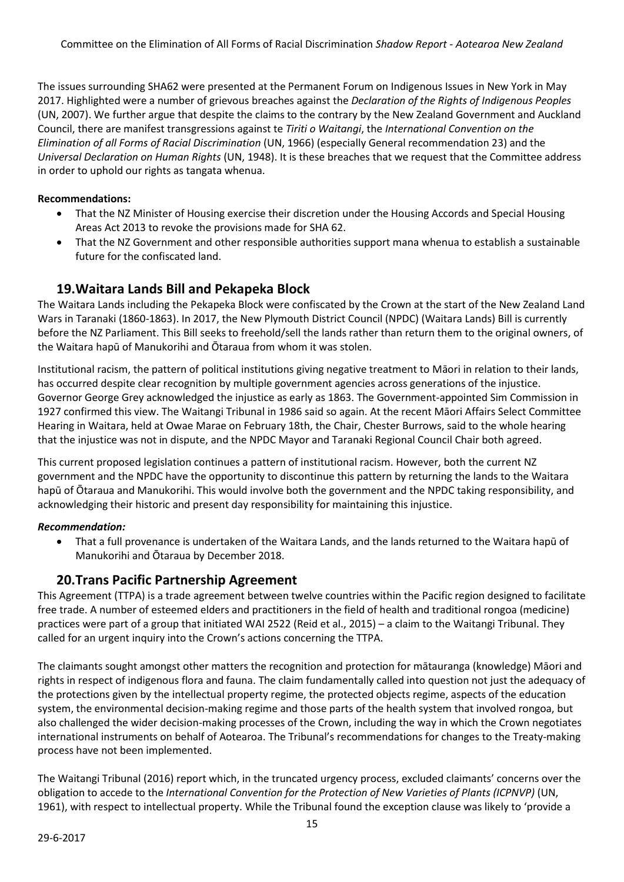The issues surrounding SHA62 were presented at the Permanent Forum on Indigenous Issues in New York in May 2017. Highlighted were a number of grievous breaches against the *Declaration of the Rights of Indigenous Peoples* (UN, 2007). We further argue that despite the claims to the contrary by the New Zealand Government and Auckland Council, there are manifest transgressions against te *Tiriti o Waitangi*, the *International Convention on the Elimination of all Forms of Racial Discrimination* (UN, 1966) (especially General recommendation 23) and the *Universal Declaration on Human Rights* (UN, 1948). It is these breaches that we request that the Committee address in order to uphold our rights as tangata whenua.

**Recommendations:**

- That the NZ Minister of Housing exercise their discretion under the Housing Accords and Special Housing Areas Act 2013 to revoke the provisions made for SHA 62.
- That the NZ Government and other responsible authorities support mana whenua to establish a sustainable future for the confiscated land.

## 19. Waitara Lands Bill and Pekapeka Block

The Waitara Lands including the Pekapeka Block were confiscated by the Crown at the start of the New Zealand Land Wars in Taranaki (1860-1863). In 2017, the New Plymouth District Council (NPDC) (Waitara Lands) Bill is currently before the NZ Parliament. This Bill seeks to freehold/sell the lands rather than return them to the original owners, of the Waitara hapū of Manukorihi and Ōtaraua from whom it was stolen.

Institutional racism, the pattern of political institutions giving negative treatment to Māori in relation to their lands, has occurred despite clear recognition by multiple government agencies across generations of the injustice. Governor George Grey acknowledged the injustice as early as 1863. The Government-appointed Sim Commission in 1927 confirmed this view. The Waitangi Tribunal in 1986 said so again. At the recent Māori Affairs Select Committee Hearing in Waitara, held at Owae Marae on February 18th, the Chair, Chester Burrows, said to the whole hearing that the injustice was not in dispute, and the NPDC Mayor and Taranaki Regional Council Chair both agreed.

This current proposed legislation continues a pattern of institutional racism. However, both the current NZ government and the NPDC have the opportunity to discontinue this pattern by returning the lands to the Waitara hapū of Ōtaraua and Manukorihi. This would involve both the government and the NPDC taking responsibility, and acknowledging their historic and present day responsibility for maintaining this injustice.

***Recommendation:***

- That a full provenance is undertaken of the Waitara Lands, and the lands returned to the Waitara hapū of Manukorihi and Ōtaraua by December 2018.

## 20. Trans Pacific Partnership Agreement

This Agreement (TTPA) is a trade agreement between twelve countries within the Pacific region designed to facilitate free trade. A number of esteemed elders and practitioners in the field of health and traditional rongoa (medicine) practices were part of a group that initiated WAI 2522 (Reid et al., 2015) – a claim to the Waitangi Tribunal. They called for an urgent inquiry into the Crown's actions concerning the TTPA.

The claimants sought amongst other matters the recognition and protection for mātauranga (knowledge) Māori and rights in respect of indigenous flora and fauna. The claim fundamentally called into question not just the adequacy of the protections given by the intellectual property regime, the protected objects regime, aspects of the education system, the environmental decision-making regime and those parts of the health system that involved rongoa, but also challenged the wider decision-making processes of the Crown, including the way in which the Crown negotiates international instruments on behalf of Aotearoa. The Tribunal's recommendations for changes to the Treaty-making process have not been implemented.

The Waitangi Tribunal (2016) report which, in the truncated urgency process, excluded claimants' concerns over the obligation to accede to the *International Convention for the Protection of New Varieties of Plants (ICPNVP)* (UN, 1961), with respect to intellectual property. While the Tribunal found the exception clause was likely to 'provide a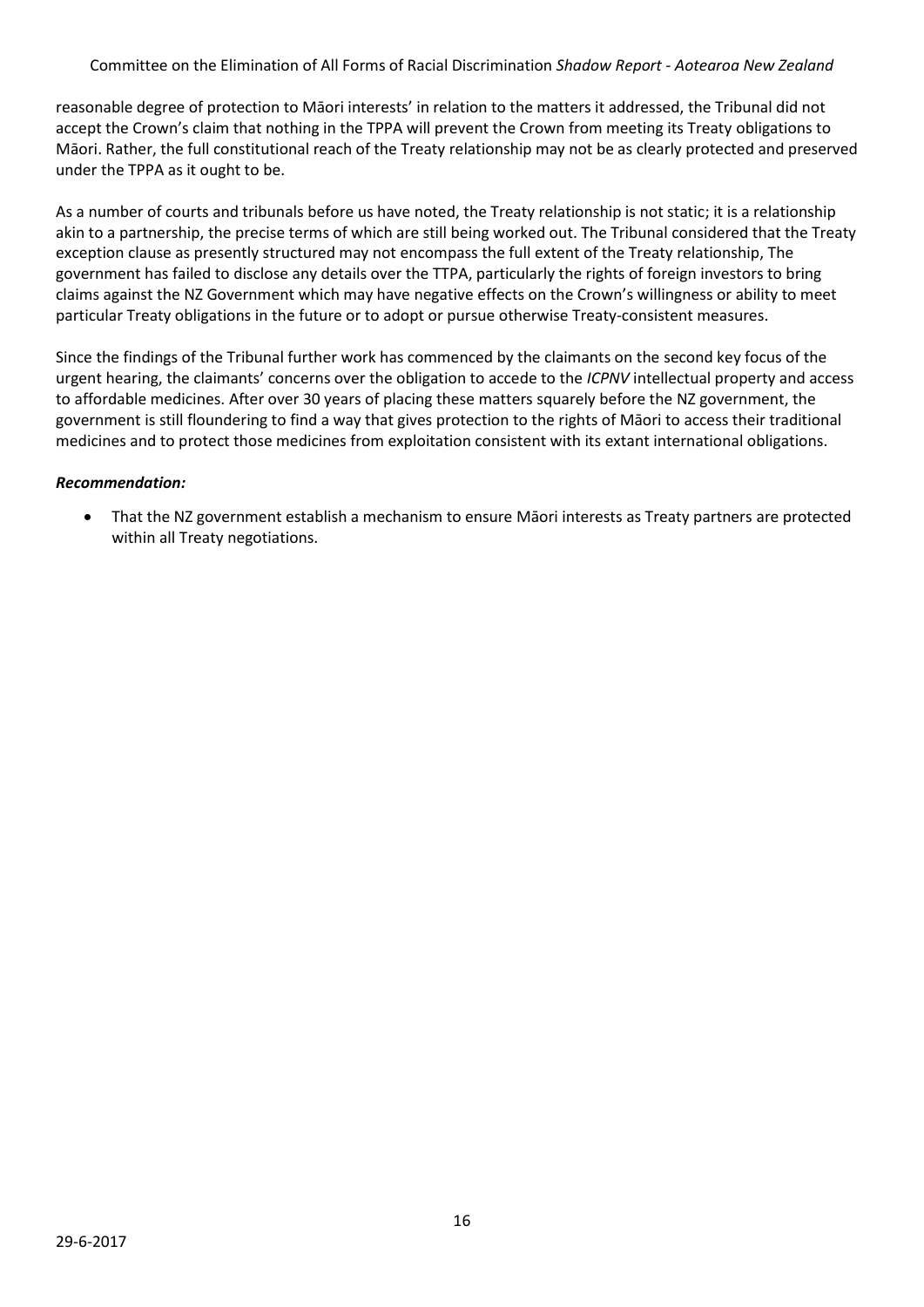reasonable degree of protection to Māori interests' in relation to the matters it addressed, the Tribunal did not accept the Crown's claim that nothing in the TPPA will prevent the Crown from meeting its Treaty obligations to Māori. Rather, the full constitutional reach of the Treaty relationship may not be as clearly protected and preserved under the TPPA as it ought to be.

As a number of courts and tribunals before us have noted, the Treaty relationship is not static; it is a relationship akin to a partnership, the precise terms of which are still being worked out. The Tribunal considered that the Treaty exception clause as presently structured may not encompass the full extent of the Treaty relationship, The government has failed to disclose any details over the TTPA, particularly the rights of foreign investors to bring claims against the NZ Government which may have negative effects on the Crown's willingness or ability to meet particular Treaty obligations in the future or to adopt or pursue otherwise Treaty-consistent measures.

Since the findings of the Tribunal further work has commenced by the claimants on the second key focus of the urgent hearing, the claimants' concerns over the obligation to accede to the *ICPNV* intellectual property and access to affordable medicines. After over 30 years of placing these matters squarely before the NZ government, the government is still floundering to find a way that gives protection to the rights of Māori to access their traditional medicines and to protect those medicines from exploitation consistent with its extant international obligations.

***Recommendation:***

- That the NZ government establish a mechanism to ensure Māori interests as Treaty partners are protected within all Treaty negotiations.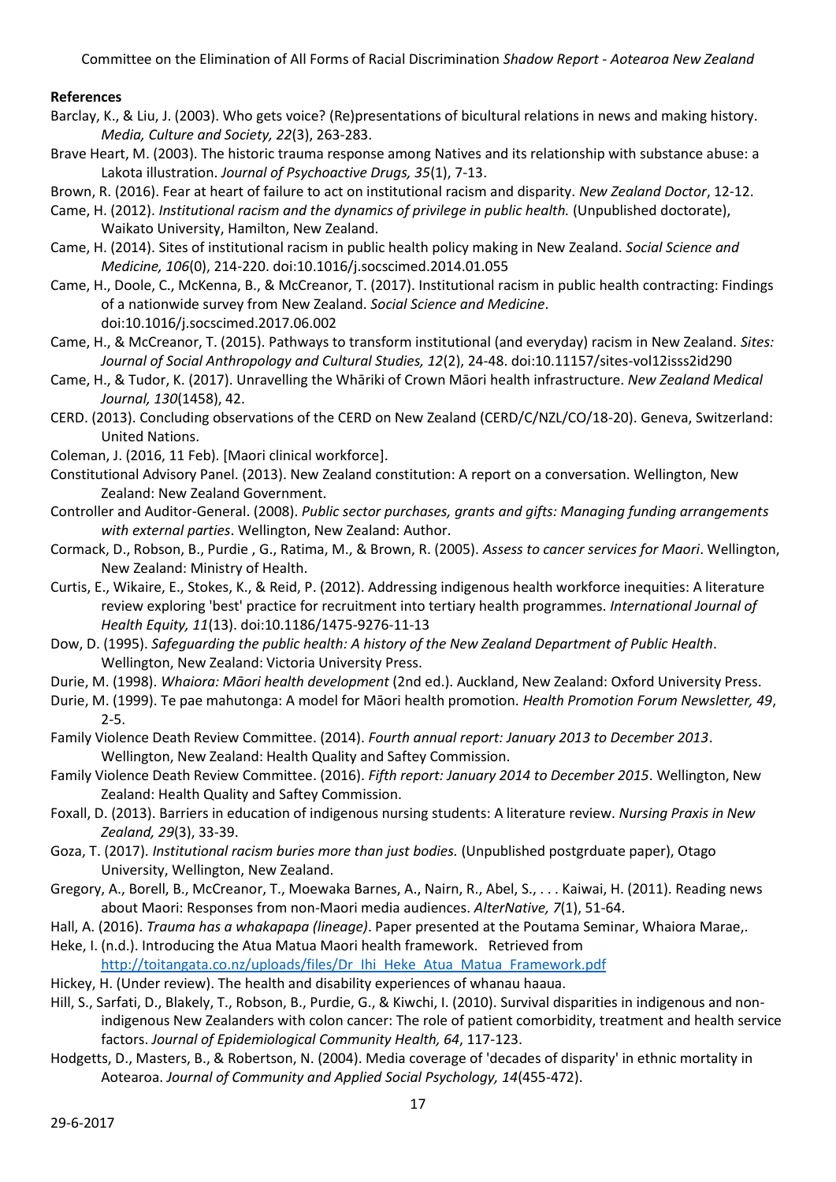**References**

Barclay, K., & Liu, J. (2003). Who gets voice? (Re)presentations of bicultural relations in news and making history. *Media, Culture and Society, 22*(3), 263-283.

Brave Heart, M. (2003). The historic trauma response among Natives and its relationship with substance abuse: a Lakota illustration. *Journal of Psychoactive Drugs, 35*(1), 7-13.

Brown, R. (2016). Fear at heart of failure to act on institutional racism and disparity. *New Zealand Doctor*, 12-12.

Came, H. (2012). *Institutional racism and the dynamics of privilege in public health.* (Unpublished doctorate), Waikato University, Hamilton, New Zealand.

Came, H. (2014). Sites of institutional racism in public health policy making in New Zealand. *Social Science and Medicine, 106*(0), 214-220. doi:10.1016/j.socscimed.2014.01.055

Came, H., Doole, C., McKenna, B., & McCreanor, T. (2017). Institutional racism in public health contracting: Findings of a nationwide survey from New Zealand. *Social Science and Medicine*. doi:10.1016/j.socscimed.2017.06.002

Came, H., & McCreanor, T. (2015). Pathways to transform institutional (and everyday) racism in New Zealand. *Sites: Journal of Social Anthropology and Cultural Studies, 12*(2), 24-48. doi:10.11157/sites-vol12isss2id290

Came, H., & Tudor, K. (2017). Unravelling the Whāriki of Crown Māori health infrastructure. *New Zealand Medical Journal, 130*(1458), 42.

CERD. (2013). Concluding observations of the CERD on New Zealand (CERD/C/NZL/CO/18-20). Geneva, Switzerland: United Nations.

Coleman, J. (2016, 11 Feb). [Maori clinical workforce].

Constitutional Advisory Panel. (2013). New Zealand constitution: A report on a conversation. Wellington, New Zealand: New Zealand Government.

Controller and Auditor-General. (2008). *Public sector purchases, grants and gifts: Managing funding arrangements with external parties*. Wellington, New Zealand: Author.

Cormack, D., Robson, B., Purdie , G., Ratima, M., & Brown, R. (2005). *Assess to cancer services for Maori*. Wellington, New Zealand: Ministry of Health.

Curtis, E., Wikaire, E., Stokes, K., & Reid, P. (2012). Addressing indigenous health workforce inequities: A literature review exploring 'best' practice for recruitment into tertiary health programmes. *International Journal of Health Equity, 11*(13). doi:10.1186/1475-9276-11-13

Dow, D. (1995). *Safeguarding the public health: A history of the New Zealand Department of Public Health*. Wellington, New Zealand: Victoria University Press.

Durie, M. (1998). *Whaiora: Māori health development* (2nd ed.). Auckland, New Zealand: Oxford University Press.

Durie, M. (1999). Te pae mahutonga: A model for Māori health promotion. *Health Promotion Forum Newsletter, 49*, 2-5.

Family Violence Death Review Committee. (2014). *Fourth annual report: January 2013 to December 2013*. Wellington, New Zealand: Health Quality and Saftey Commission.

Family Violence Death Review Committee. (2016). *Fifth report: January 2014 to December 2015*. Wellington, New Zealand: Health Quality and Saftey Commission.

Foxall, D. (2013). Barriers in education of indigenous nursing students: A literature review. *Nursing Praxis in New Zealand, 29*(3), 33-39.

Goza, T. (2017). *Institutional racism buries more than just bodies.* (Unpublished postgrduate paper), Otago University, Wellington, New Zealand.

Gregory, A., Borell, B., McCreanor, T., Moewaka Barnes, A., Nairn, R., Abel, S., . . . Kaiwai, H. (2011). Reading news about Maori: Responses from non-Maori media audiences. *AlterNative, 7*(1), 51-64.

Hall, A. (2016). *Trauma has a whakapapa (lineage)*. Paper presented at the Poutama Seminar, Whaiora Marae,.

Heke, I. (n.d.). Introducing the Atua Matua Maori health framework. Retrieved from http://toitangata.co.nz/uploads/files/Dr_Ihi_Heke_Atua_Matua_Framework.pdf

Hickey, H. (Under review). The health and disability experiences of whanau haaua.

Hill, S., Sarfati, D., Blakely, T., Robson, B., Purdie, G., & Kiwchi, I. (2010). Survival disparities in indigenous and non-indigenous New Zealanders with colon cancer: The role of patient comorbidity, treatment and health service factors. *Journal of Epidemiological Community Health, 64*, 117-123.

Hodgetts, D., Masters, B., & Robertson, N. (2004). Media coverage of 'decades of disparity' in ethnic mortality in Aotearoa. *Journal of Community and Applied Social Psychology, 14*(455-472).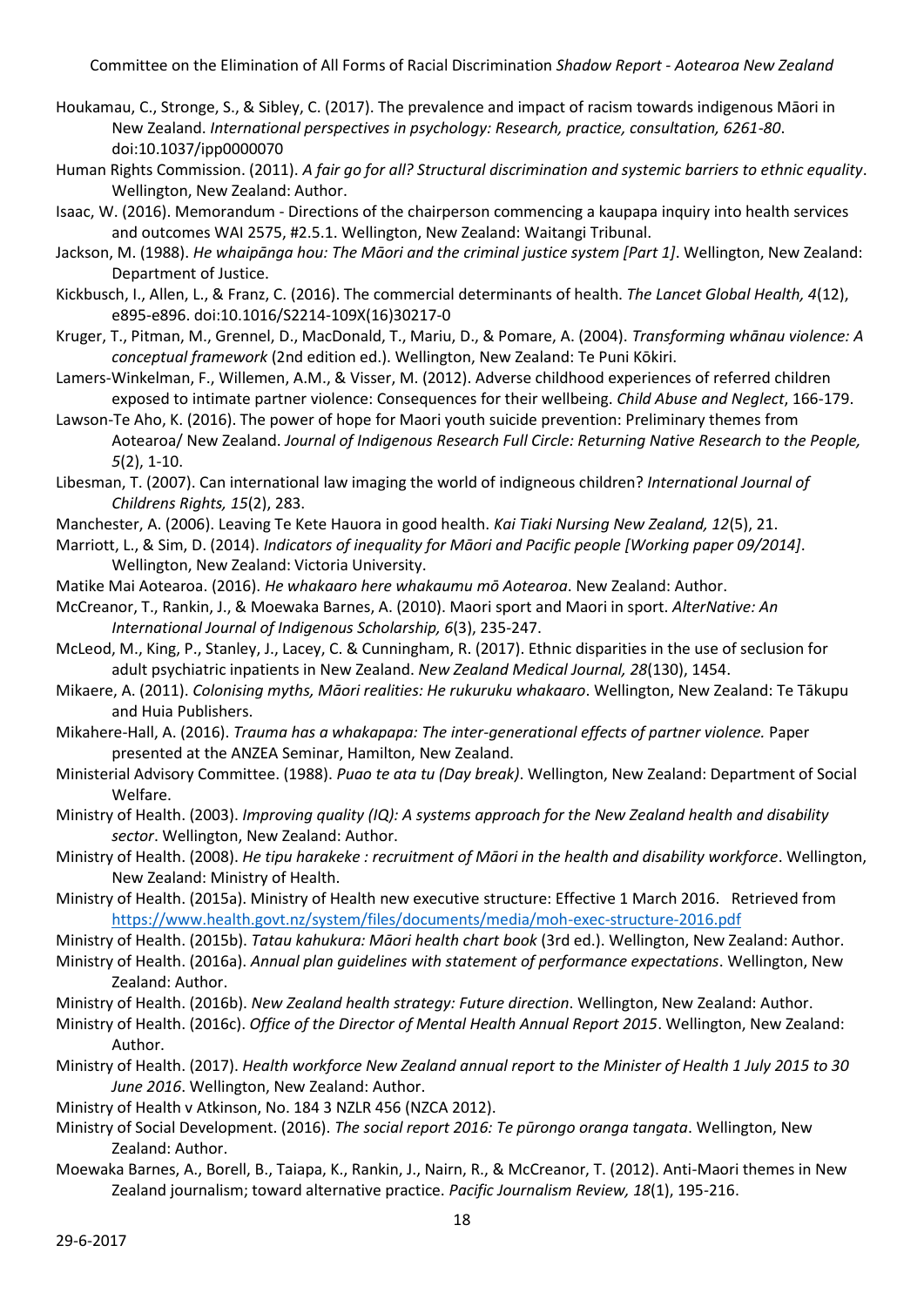Houkamau, C., Stronge, S., & Sibley, C. (2017). The prevalence and impact of racism towards indigenous Māori in New Zealand. *International perspectives in psychology: Research, practice, consultation, 6261-80*. doi:10.1037/ipp0000070

Human Rights Commission. (2011). *A fair go for all? Structural discrimination and systemic barriers to ethnic equality*. Wellington, New Zealand: Author.

Isaac, W. (2016). Memorandum - Directions of the chairperson commencing a kaupapa inquiry into health services and outcomes WAI 2575, #2.5.1. Wellington, New Zealand: Waitangi Tribunal.

Jackson, M. (1988). *He whaipānga hou: The Māori and the criminal justice system [Part 1]*. Wellington, New Zealand: Department of Justice.

Kickbusch, I., Allen, L., & Franz, C. (2016). The commercial determinants of health. *The Lancet Global Health, 4*(12), e895-e896. doi:10.1016/S2214-109X(16)30217-0

Kruger, T., Pitman, M., Grennel, D., MacDonald, T., Mariu, D., & Pomare, A. (2004). *Transforming whānau violence: A conceptual framework* (2nd edition ed.). Wellington, New Zealand: Te Puni Kōkiri.

Lamers-Winkelman, F., Willemen, A.M., & Visser, M. (2012). Adverse childhood experiences of referred children exposed to intimate partner violence: Consequences for their wellbeing. *Child Abuse and Neglect*, 166-179.

Lawson-Te Aho, K. (2016). The power of hope for Maori youth suicide prevention: Preliminary themes from Aotearoa/ New Zealand. *Journal of Indigenous Research Full Circle: Returning Native Research to the People, 5*(2), 1-10.

Libesman, T. (2007). Can international law imaging the world of indigneous children? *International Journal of Childrens Rights, 15*(2), 283.

Manchester, A. (2006). Leaving Te Kete Hauora in good health. *Kai Tiaki Nursing New Zealand, 12*(5), 21.

Marriott, L., & Sim, D. (2014). *Indicators of inequality for Māori and Pacific people [Working paper 09/2014]*. Wellington, New Zealand: Victoria University.

Matike Mai Aotearoa. (2016). *He whakaaro here whakaumu mō Aotearoa*. New Zealand: Author.

McCreanor, T., Rankin, J., & Moewaka Barnes, A. (2010). Maori sport and Maori in sport. *AlterNative: An International Journal of Indigenous Scholarship, 6*(3), 235-247.

McLeod, M., King, P., Stanley, J., Lacey, C. & Cunningham, R. (2017). Ethnic disparities in the use of seclusion for adult psychiatric inpatients in New Zealand. *New Zealand Medical Journal, 28*(130), 1454.

Mikaere, A. (2011). *Colonising myths, Māori realities: He rukuruku whakaaro*. Wellington, New Zealand: Te Tākupu and Huia Publishers.

Mikahere-Hall, A. (2016). *Trauma has a whakapapa: The inter-generational effects of partner violence.* Paper presented at the ANZEA Seminar, Hamilton, New Zealand.

Ministerial Advisory Committee. (1988). *Puao te ata tu (Day break)*. Wellington, New Zealand: Department of Social Welfare.

Ministry of Health. (2003). *Improving quality (IQ): A systems approach for the New Zealand health and disability sector*. Wellington, New Zealand: Author.

Ministry of Health. (2008). *He tipu harakeke : recruitment of Māori in the health and disability workforce*. Wellington, New Zealand: Ministry of Health.

Ministry of Health. (2015a). Ministry of Health new executive structure: Effective 1 March 2016. Retrieved from https://www.health.govt.nz/system/files/documents/media/moh-exec-structure-2016.pdf

Ministry of Health. (2015b). *Tatau kahukura: Māori health chart book* (3rd ed.). Wellington, New Zealand: Author.

Ministry of Health. (2016a). *Annual plan guidelines with statement of performance expectations*. Wellington, New Zealand: Author.

Ministry of Health. (2016b). *New Zealand health strategy: Future direction*. Wellington, New Zealand: Author.

Ministry of Health. (2016c). *Office of the Director of Mental Health Annual Report 2015*. Wellington, New Zealand: Author.

Ministry of Health. (2017). *Health workforce New Zealand annual report to the Minister of Health 1 July 2015 to 30 June 2016*. Wellington, New Zealand: Author.

Ministry of Health v Atkinson, No. 184 3 NZLR 456 (NZCA 2012).

Ministry of Social Development. (2016). *The social report 2016: Te pūrongo oranga tangata*. Wellington, New Zealand: Author.

Moewaka Barnes, A., Borell, B., Taiapa, K., Rankin, J., Nairn, R., & McCreanor, T. (2012). Anti-Maori themes in New Zealand journalism; toward alternative practice. *Pacific Journalism Review, 18*(1), 195-216.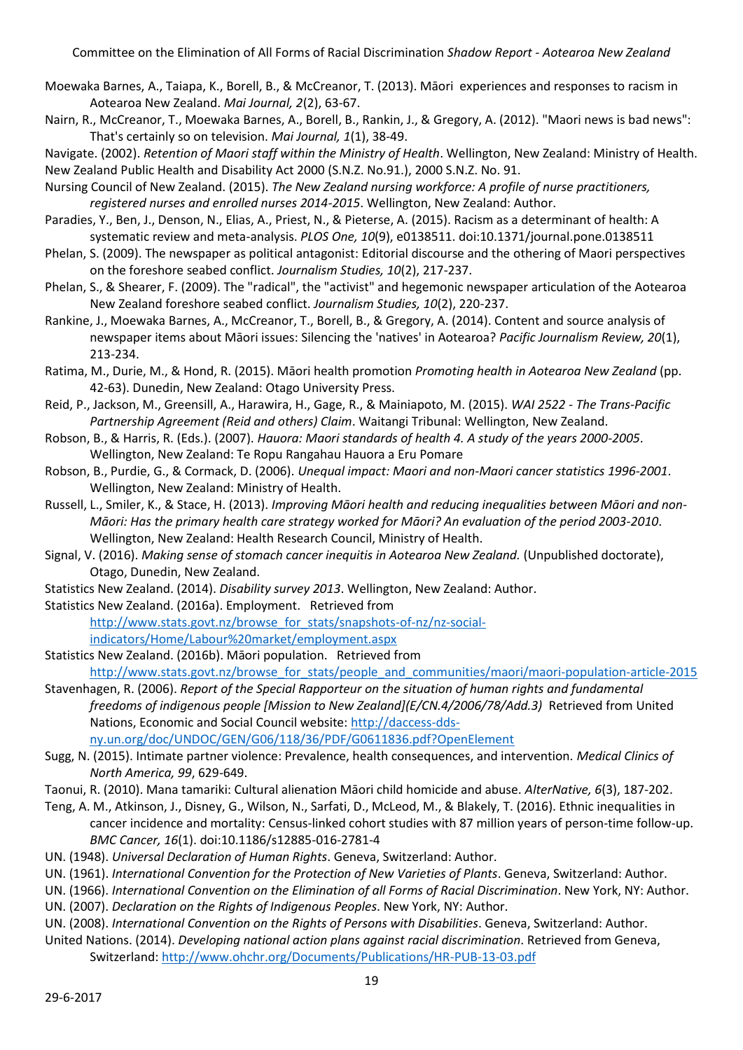Moewaka Barnes, A., Taiapa, K., Borell, B., & McCreanor, T. (2013). Māori experiences and responses to racism in Aotearoa New Zealand. *Mai Journal, 2*(2), 63-67.

Nairn, R., McCreanor, T., Moewaka Barnes, A., Borell, B., Rankin, J., & Gregory, A. (2012). "Maori news is bad news": That's certainly so on television. *Mai Journal, 1*(1), 38-49.

Navigate. (2002). *Retention of Maori staff within the Ministry of Health*. Wellington, New Zealand: Ministry of Health.

New Zealand Public Health and Disability Act 2000 (S.N.Z. No.91.), 2000 S.N.Z. No. 91.

Nursing Council of New Zealand. (2015). *The New Zealand nursing workforce: A profile of nurse practitioners, registered nurses and enrolled nurses 2014-2015*. Wellington, New Zealand: Author.

Paradies, Y., Ben, J., Denson, N., Elias, A., Priest, N., & Pieterse, A. (2015). Racism as a determinant of health: A systematic review and meta-analysis. *PLOS One, 10*(9), e0138511. doi:10.1371/journal.pone.0138511

Phelan, S. (2009). The newspaper as political antagonist: Editorial discourse and the othering of Maori perspectives on the foreshore seabed conflict. *Journalism Studies, 10*(2), 217-237.

Phelan, S., & Shearer, F. (2009). The "radical", the "activist" and hegemonic newspaper articulation of the Aotearoa New Zealand foreshore seabed conflict. *Journalism Studies, 10*(2), 220-237.

Rankine, J., Moewaka Barnes, A., McCreanor, T., Borell, B., & Gregory, A. (2014). Content and source analysis of newspaper items about Māori issues: Silencing the 'natives' in Aotearoa? *Pacific Journalism Review, 20*(1), 213-234.

Ratima, M., Durie, M., & Hond, R. (2015). Māori health promotion *Promoting health in Aotearoa New Zealand* (pp. 42-63). Dunedin, New Zealand: Otago University Press.

Reid, P., Jackson, M., Greensill, A., Harawira, H., Gage, R., & Mainiapoto, M. (2015). *WAI 2522 - The Trans-Pacific Partnership Agreement (Reid and others) Claim*. Waitangi Tribunal: Wellington, New Zealand.

Robson, B., & Harris, R. (Eds.). (2007). *Hauora: Maori standards of health 4. A study of the years 2000-2005*. Wellington, New Zealand: Te Ropu Rangahau Hauora a Eru Pomare

Robson, B., Purdie, G., & Cormack, D. (2006). *Unequal impact: Maori and non-Maori cancer statistics 1996-2001*. Wellington, New Zealand: Ministry of Health.

Russell, L., Smiler, K., & Stace, H. (2013). *Improving Māori health and reducing inequalities between Māori and non-Māori: Has the primary health care strategy worked for Māori? An evaluation of the period 2003-2010*. Wellington, New Zealand: Health Research Council, Ministry of Health.

Signal, V. (2016). *Making sense of stomach cancer inequitis in Aotearoa New Zealand.* (Unpublished doctorate), Otago, Dunedin, New Zealand.

Statistics New Zealand. (2014). *Disability survey 2013*. Wellington, New Zealand: Author.

Statistics New Zealand. (2016a). Employment. Retrieved from http://www.stats.govt.nz/browse_for_stats/snapshots-of-nz/nz-social-indicators/Home/Labour%20market/employment.aspx

Statistics New Zealand. (2016b). Māori population. Retrieved from http://www.stats.govt.nz/browse_for_stats/people_and_communities/maori/maori-population-article-2015

Stavenhagen, R. (2006). *Report of the Special Rapporteur on the situation of human rights and fundamental freedoms of indigenous people [Mission to New Zealand](E/CN.4/2006/78/Add.3)* Retrieved from United Nations, Economic and Social Council website: http://daccess-dds-ny.un.org/doc/UNDOC/GEN/G06/118/36/PDF/G0611836.pdf?OpenElement

Sugg, N. (2015). Intimate partner violence: Prevalence, health consequences, and intervention. *Medical Clinics of North America, 99*, 629-649.

Taonui, R. (2010). Mana tamariki: Cultural alienation Māori child homicide and abuse. *AlterNative, 6*(3), 187-202.

Teng, A. M., Atkinson, J., Disney, G., Wilson, N., Sarfati, D., McLeod, M., & Blakely, T. (2016). Ethnic inequalities in cancer incidence and mortality: Census-linked cohort studies with 87 million years of person-time follow-up. *BMC Cancer, 16*(1). doi:10.1186/s12885-016-2781-4

UN. (1948). *Universal Declaration of Human Rights*. Geneva, Switzerland: Author.

UN. (1961). *International Convention for the Protection of New Varieties of Plants*. Geneva, Switzerland: Author.

UN. (1966). *International Convention on the Elimination of all Forms of Racial Discrimination*. New York, NY: Author.

UN. (2007). *Declaration on the Rights of Indigenous Peoples*. New York, NY: Author.

UN. (2008). *International Convention on the Rights of Persons with Disabilities*. Geneva, Switzerland: Author.

United Nations. (2014). *Developing national action plans against racial discrimination*. Retrieved from Geneva, Switzerland: http://www.ohchr.org/Documents/Publications/HR-PUB-13-03.pdf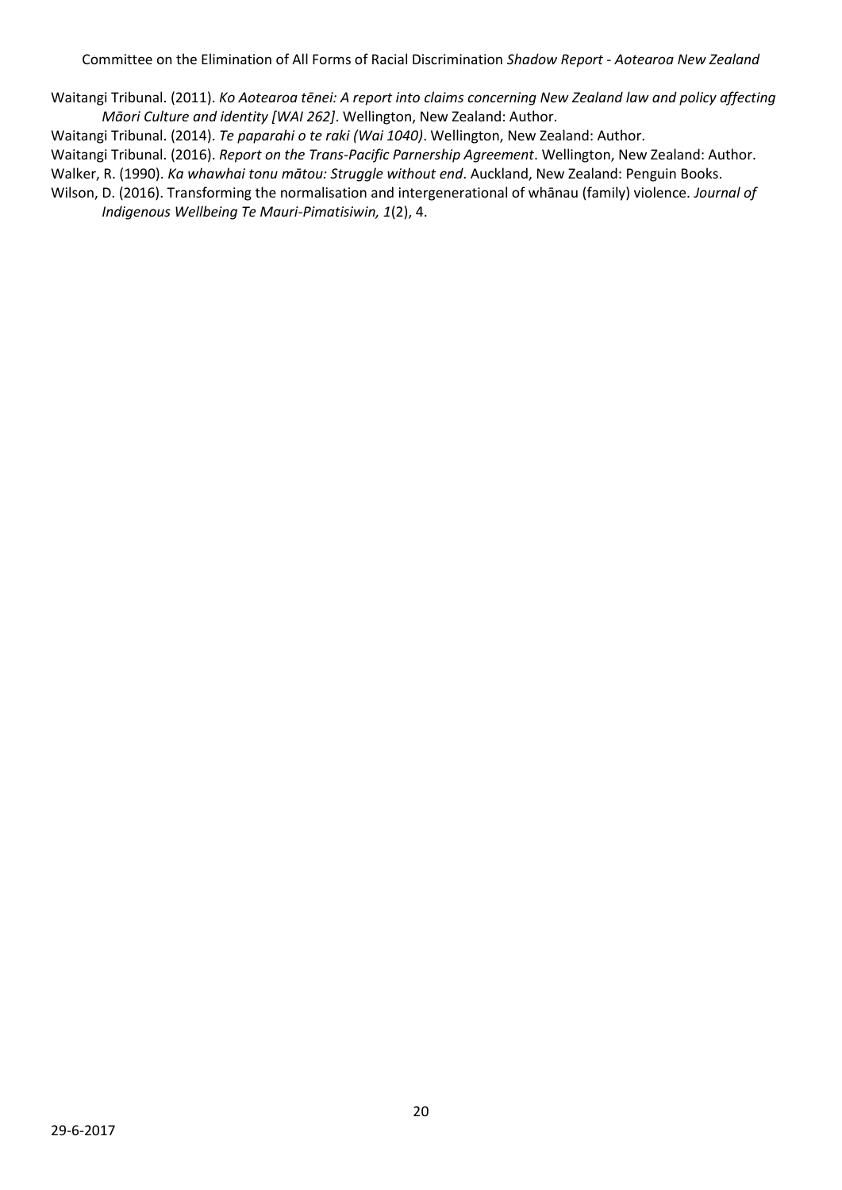Waitangi Tribunal. (2011). *Ko Aotearoa tēnei: A report into claims concerning New Zealand law and policy affecting Māori Culture and identity [WAI 262]*. Wellington, New Zealand: Author.

Waitangi Tribunal. (2014). *Te paparahi o te raki (Wai 1040)*. Wellington, New Zealand: Author.

Waitangi Tribunal. (2016). *Report on the Trans-Pacific Parnership Agreement*. Wellington, New Zealand: Author.

Walker, R. (1990). *Ka whawhai tonu mātou: Struggle without end*. Auckland, New Zealand: Penguin Books.

Wilson, D. (2016). Transforming the normalisation and intergenerational of whānau (family) violence. *Journal of Indigenous Wellbeing Te Mauri-Pimatisiwin, 1*(2), 4.